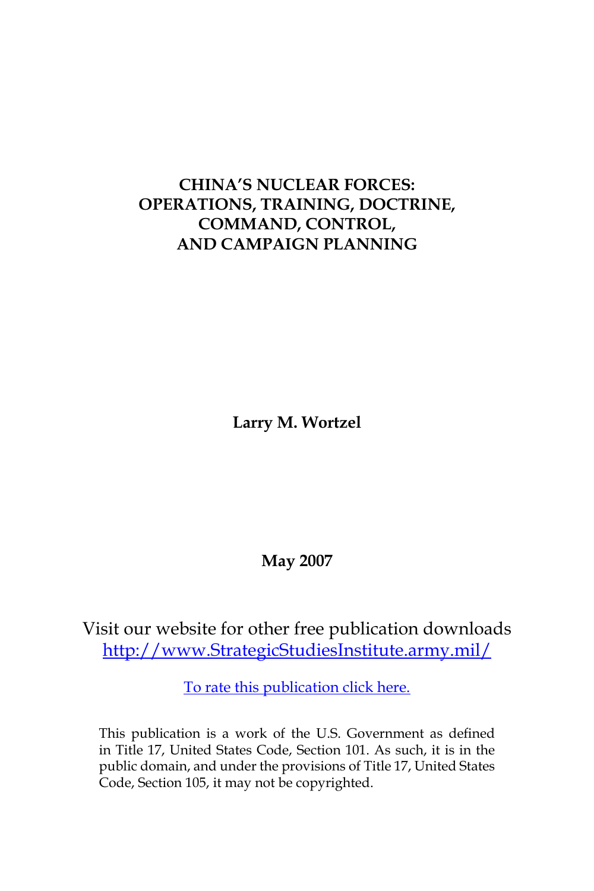# CHINA'S NUCLEAR FORCES: OPERATIONS, TRAINING, DOCTRINE, COMMAND, CONTROL, AND CAMPAIGN PLANNING

**Larry M. Wortzel**

**May 2007**

Visit our website for other free publication downloads
http://www.StrategicStudiesInstitute.army.mil/

To rate this publication click here.

This publication is a work of the U.S. Government as defined in Title 17, United States Code, Section 101. As such, it is in the public domain, and under the provisions of Title 17, United States Code, Section 105, it may not be copyrighted.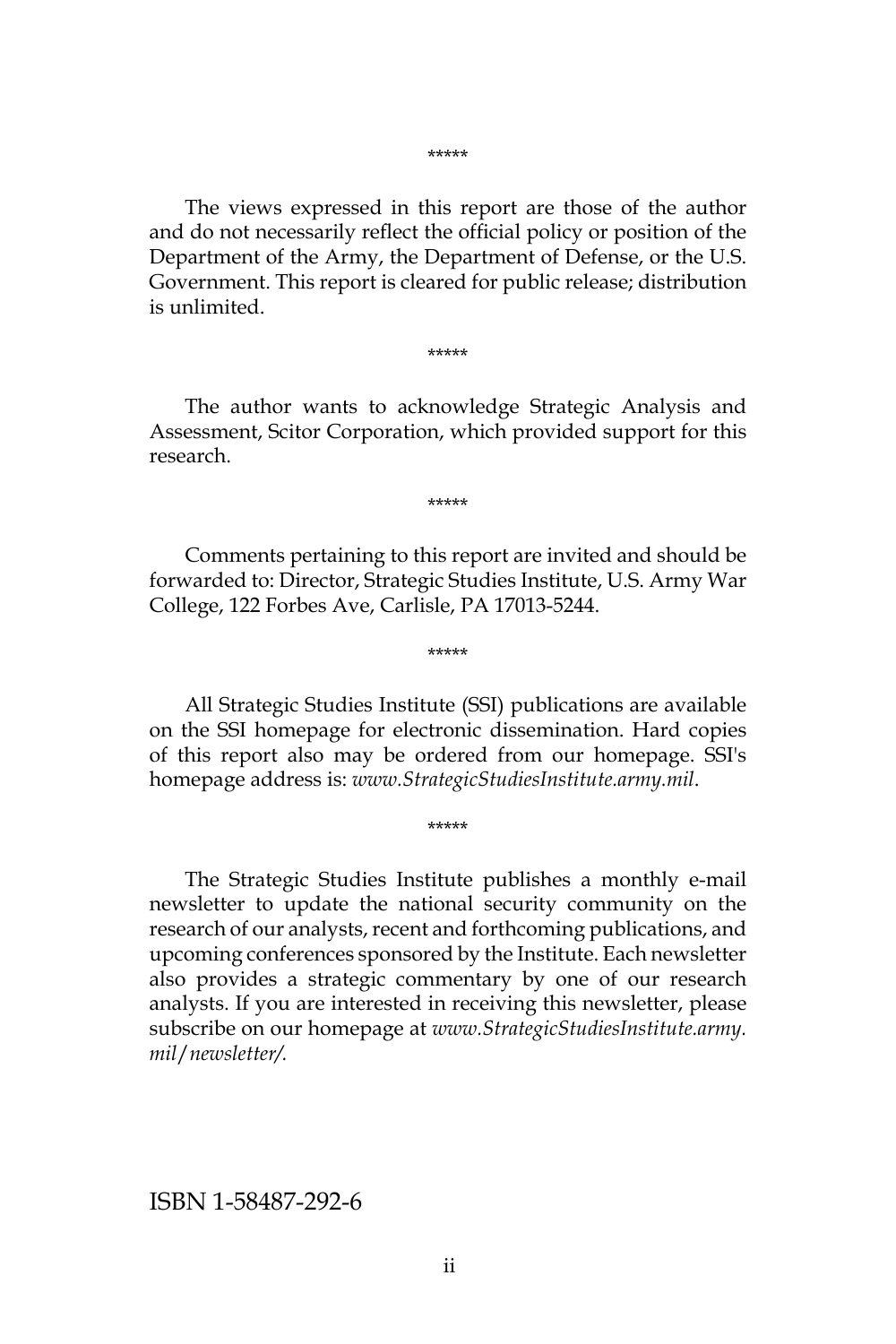*****

The views expressed in this report are those of the author and do not necessarily reflect the official policy or position of the Department of the Army, the Department of Defense, or the U.S. Government. This report is cleared for public release; distribution is unlimited.

*****

The author wants to acknowledge Strategic Analysis and Assessment, Scitor Corporation, which provided support for this research.

*****

Comments pertaining to this report are invited and should be forwarded to: Director, Strategic Studies Institute, U.S. Army War College, 122 Forbes Ave, Carlisle, PA 17013-5244.

*****

All Strategic Studies Institute (SSI) publications are available on the SSI homepage for electronic dissemination. Hard copies of this report also may be ordered from our homepage. SSI's homepage address is: *www.StrategicStudiesInstitute.army.mil*.

*****

The Strategic Studies Institute publishes a monthly e-mail newsletter to update the national security community on the research of our analysts, recent and forthcoming publications, and upcoming conferences sponsored by the Institute. Each newsletter also provides a strategic commentary by one of our research analysts. If you are interested in receiving this newsletter, please subscribe on our homepage at *www.StrategicStudiesInstitute.army.mil/newsletter/.*

ISBN 1-58487-292-6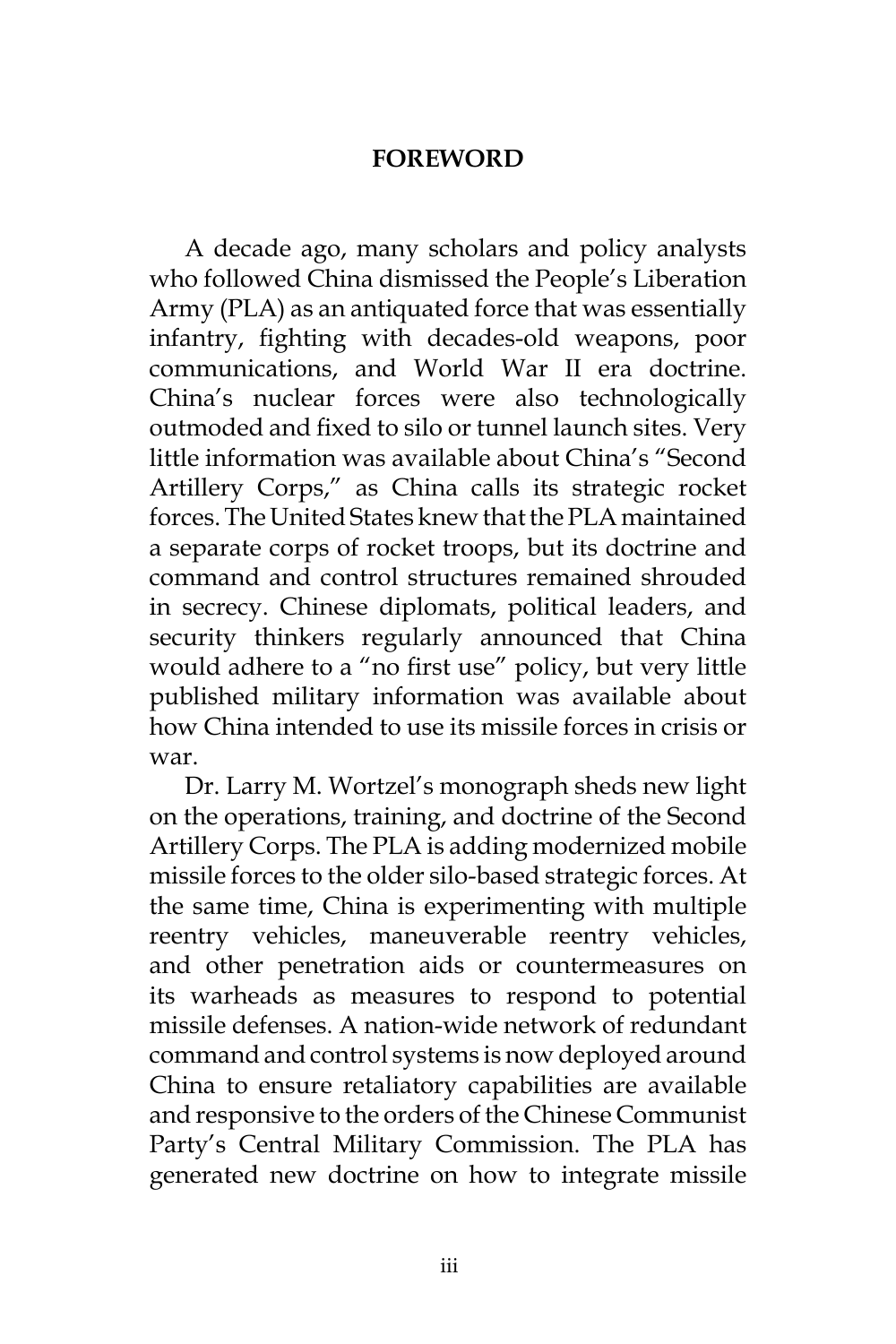## FOREWORD

A decade ago, many scholars and policy analysts who followed China dismissed the People's Liberation Army (PLA) as an antiquated force that was essentially infantry, fighting with decades-old weapons, poor communications, and World War II era doctrine. China's nuclear forces were also technologically outmoded and fixed to silo or tunnel launch sites. Very little information was available about China's "Second Artillery Corps," as China calls its strategic rocket forces. The United States knew that the PLA maintained a separate corps of rocket troops, but its doctrine and command and control structures remained shrouded in secrecy. Chinese diplomats, political leaders, and security thinkers regularly announced that China would adhere to a "no first use" policy, but very little published military information was available about how China intended to use its missile forces in crisis or war.

Dr. Larry M. Wortzel's monograph sheds new light on the operations, training, and doctrine of the Second Artillery Corps. The PLA is adding modernized mobile missile forces to the older silo-based strategic forces. At the same time, China is experimenting with multiple reentry vehicles, maneuverable reentry vehicles, and other penetration aids or countermeasures on its warheads as measures to respond to potential missile defenses. A nation-wide network of redundant command and control systems is now deployed around China to ensure retaliatory capabilities are available and responsive to the orders of the Chinese Communist Party's Central Military Commission. The PLA has generated new doctrine on how to integrate missile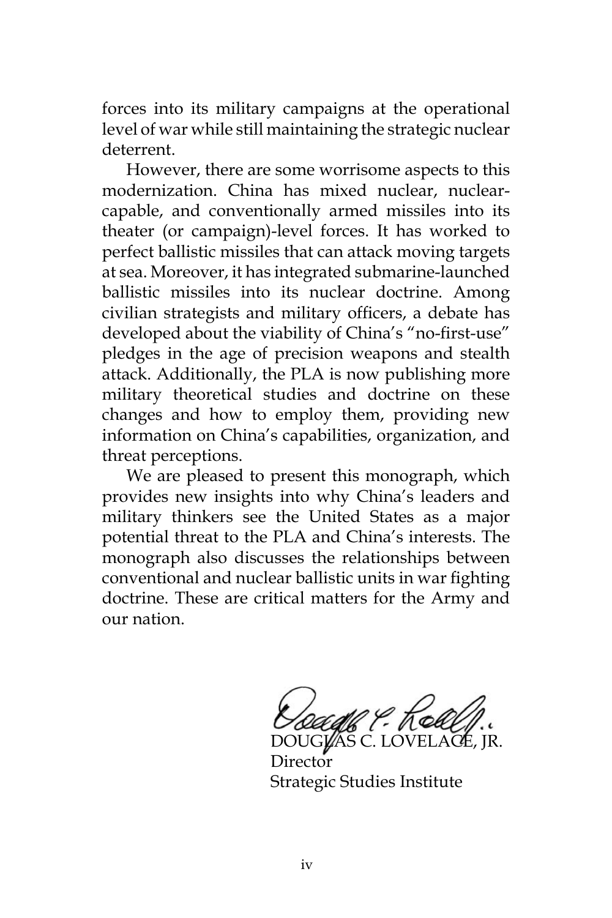forces into its military campaigns at the operational level of war while still maintaining the strategic nuclear deterrent.

However, there are some worrisome aspects to this modernization. China has mixed nuclear, nuclear-capable, and conventionally armed missiles into its theater (or campaign)-level forces. It has worked to perfect ballistic missiles that can attack moving targets at sea. Moreover, it has integrated submarine-launched ballistic missiles into its nuclear doctrine. Among civilian strategists and military officers, a debate has developed about the viability of China's "no-first-use" pledges in the age of precision weapons and stealth attack. Additionally, the PLA is now publishing more military theoretical studies and doctrine on these changes and how to employ them, providing new information on China's capabilities, organization, and threat perceptions.

We are pleased to present this monograph, which provides new insights into why China's leaders and military thinkers see the United States as a major potential threat to the PLA and China's interests. The monograph also discusses the relationships between conventional and nuclear ballistic units in war fighting doctrine. These are critical matters for the Army and our nation.

DOUGLAS C. LOVELACE, JR.
Director
Strategic Studies Institute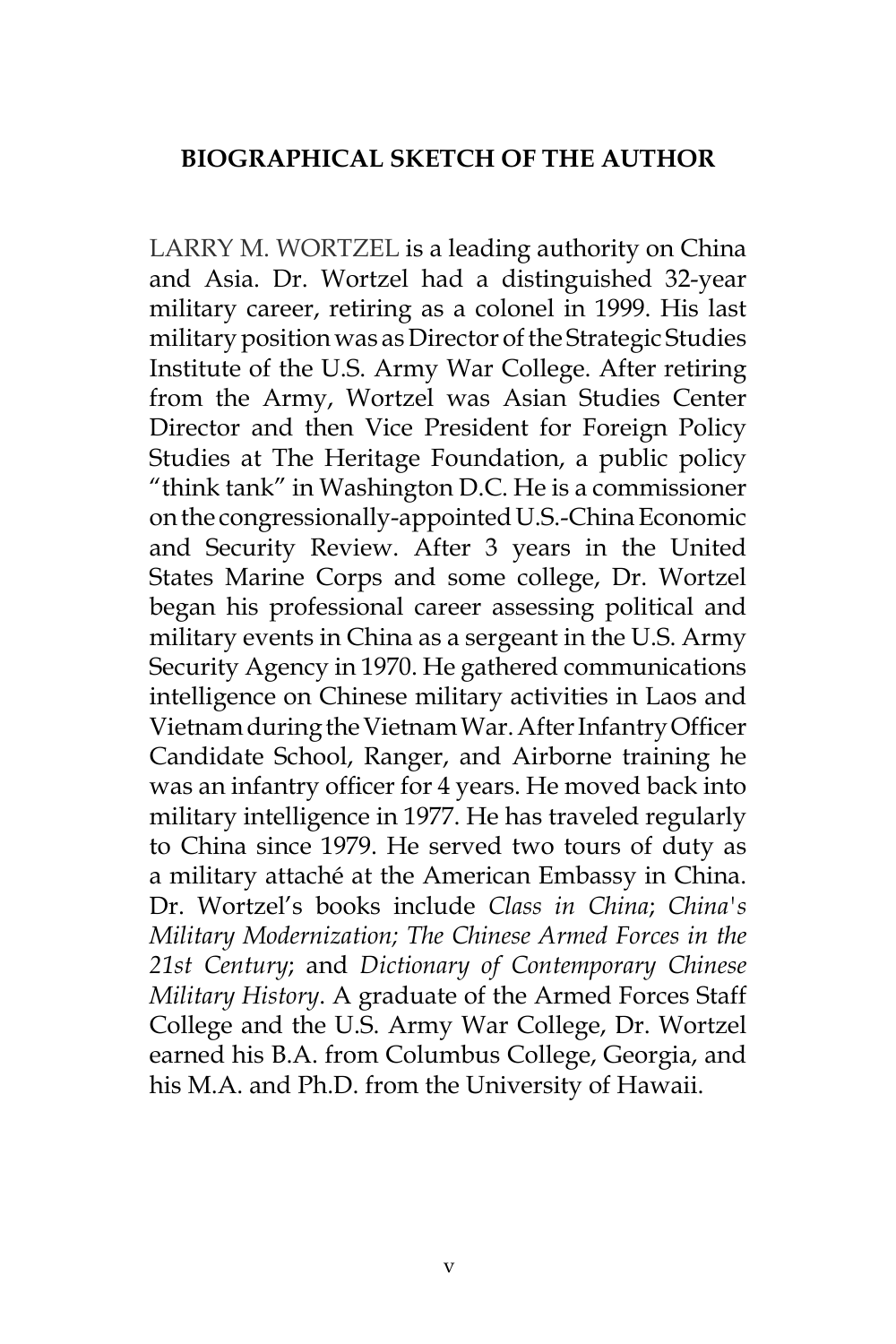## BIOGRAPHICAL SKETCH OF THE AUTHOR

LARRY M. WORTZEL is a leading authority on China and Asia. Dr. Wortzel had a distinguished 32-year military career, retiring as a colonel in 1999. His last military position was as Director of the Strategic Studies Institute of the U.S. Army War College. After retiring from the Army, Wortzel was Asian Studies Center Director and then Vice President for Foreign Policy Studies at The Heritage Foundation, a public policy "think tank" in Washington D.C. He is a commissioner on the congressionally-appointed U.S.-China Economic and Security Review. After 3 years in the United States Marine Corps and some college, Dr. Wortzel began his professional career assessing political and military events in China as a sergeant in the U.S. Army Security Agency in 1970. He gathered communications intelligence on Chinese military activities in Laos and Vietnam during the Vietnam War. After Infantry Officer Candidate School, Ranger, and Airborne training he was an infantry officer for 4 years. He moved back into military intelligence in 1977. He has traveled regularly to China since 1979. He served two tours of duty as a military attaché at the American Embassy in China. Dr. Wortzel's books include *Class in China*; *China's Military Modernization; The Chinese Armed Forces in the 21st Century*; and *Dictionary of Contemporary Chinese Military History*. A graduate of the Armed Forces Staff College and the U.S. Army War College, Dr. Wortzel earned his B.A. from Columbus College, Georgia, and his M.A. and Ph.D. from the University of Hawaii.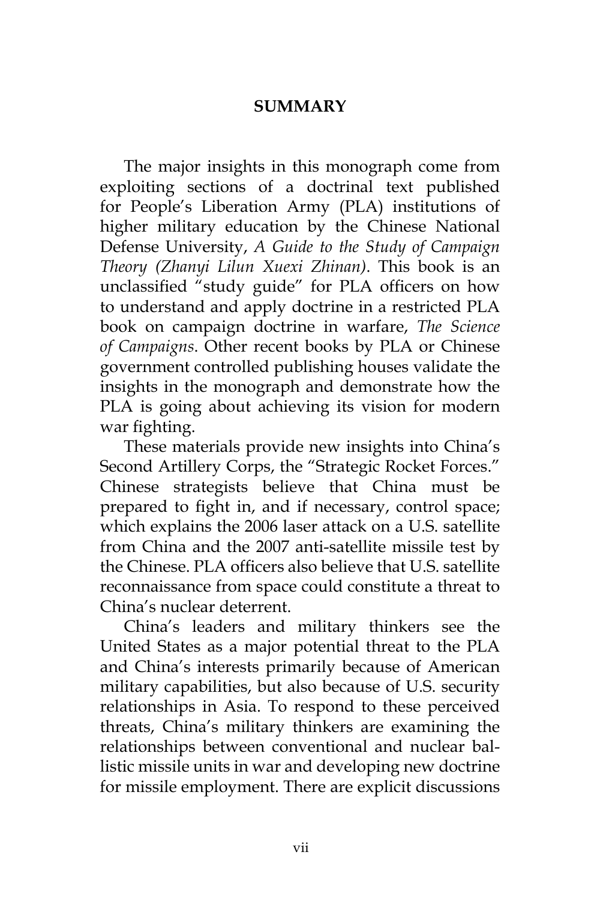## SUMMARY

The major insights in this monograph come from exploiting sections of a doctrinal text published for People's Liberation Army (PLA) institutions of higher military education by the Chinese National Defense University, *A Guide to the Study of Campaign Theory (Zhanyi Lilun Xuexi Zhinan)*. This book is an unclassified "study guide" for PLA officers on how to understand and apply doctrine in a restricted PLA book on campaign doctrine in warfare, *The Science of Campaigns*. Other recent books by PLA or Chinese government controlled publishing houses validate the insights in the monograph and demonstrate how the PLA is going about achieving its vision for modern war fighting.

These materials provide new insights into China's Second Artillery Corps, the "Strategic Rocket Forces." Chinese strategists believe that China must be prepared to fight in, and if necessary, control space; which explains the 2006 laser attack on a U.S. satellite from China and the 2007 anti-satellite missile test by the Chinese. PLA officers also believe that U.S. satellite reconnaissance from space could constitute a threat to China's nuclear deterrent.

China's leaders and military thinkers see the United States as a major potential threat to the PLA and China's interests primarily because of American military capabilities, but also because of U.S. security relationships in Asia. To respond to these perceived threats, China's military thinkers are examining the relationships between conventional and nuclear ballistic missile units in war and developing new doctrine for missile employment. There are explicit discussions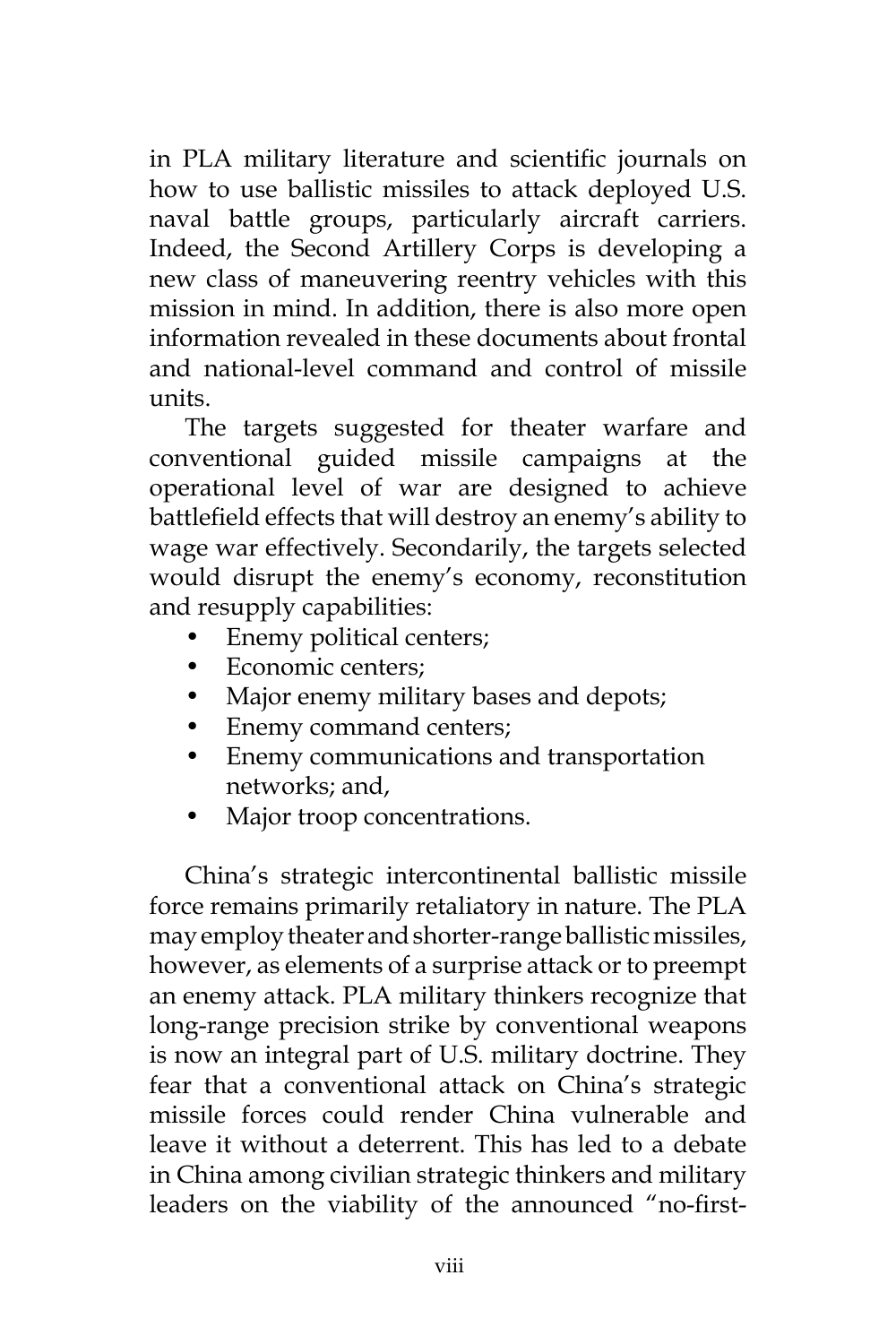in PLA military literature and scientific journals on how to use ballistic missiles to attack deployed U.S. naval battle groups, particularly aircraft carriers. Indeed, the Second Artillery Corps is developing a new class of maneuvering reentry vehicles with this mission in mind. In addition, there is also more open information revealed in these documents about frontal and national-level command and control of missile units.

The targets suggested for theater warfare and conventional guided missile campaigns at the operational level of war are designed to achieve battlefield effects that will destroy an enemy's ability to wage war effectively. Secondarily, the targets selected would disrupt the enemy's economy, reconstitution and resupply capabilities:

- Enemy political centers;
- Economic centers;
- Major enemy military bases and depots;
- Enemy command centers;
- Enemy communications and transportation networks; and,
- Major troop concentrations.

China's strategic intercontinental ballistic missile force remains primarily retaliatory in nature. The PLA may employ theater and shorter-range ballistic missiles, however, as elements of a surprise attack or to preempt an enemy attack. PLA military thinkers recognize that long-range precision strike by conventional weapons is now an integral part of U.S. military doctrine. They fear that a conventional attack on China's strategic missile forces could render China vulnerable and leave it without a deterrent. This has led to a debate in China among civilian strategic thinkers and military leaders on the viability of the announced "no-first-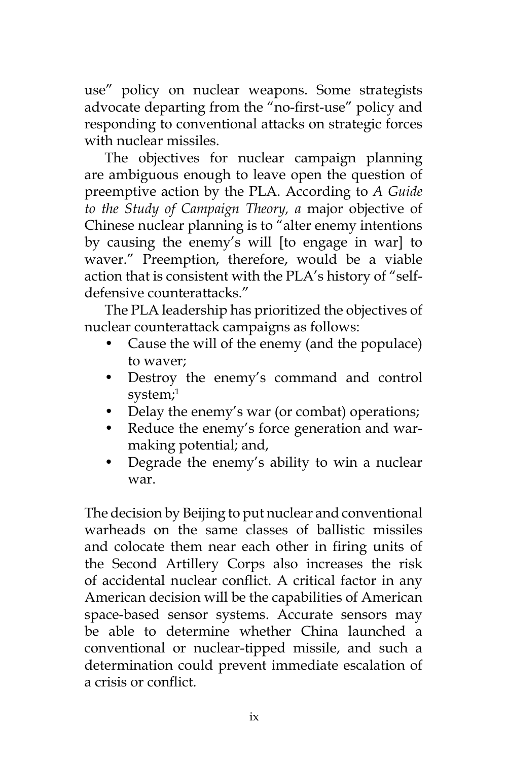use" policy on nuclear weapons. Some strategists advocate departing from the "no-first-use" policy and responding to conventional attacks on strategic forces with nuclear missiles.

The objectives for nuclear campaign planning are ambiguous enough to leave open the question of preemptive action by the PLA. According to *A Guide to the Study of Campaign Theory, a* major objective of Chinese nuclear planning is to "alter enemy intentions by causing the enemy's will [to engage in war] to waver." Preemption, therefore, would be a viable action that is consistent with the PLA's history of "self-defensive counterattacks."

The PLA leadership has prioritized the objectives of nuclear counterattack campaigns as follows:

- Cause the will of the enemy (and the populace) to waver;
- Destroy the enemy's command and control system;[1]
- Delay the enemy's war (or combat) operations;
- Reduce the enemy's force generation and war-making potential; and,
- Degrade the enemy's ability to win a nuclear war.

The decision by Beijing to put nuclear and conventional warheads on the same classes of ballistic missiles and colocate them near each other in firing units of the Second Artillery Corps also increases the risk of accidental nuclear conflict. A critical factor in any American decision will be the capabilities of American space-based sensor systems. Accurate sensors may be able to determine whether China launched a conventional or nuclear-tipped missile, and such a determination could prevent immediate escalation of a crisis or conflict.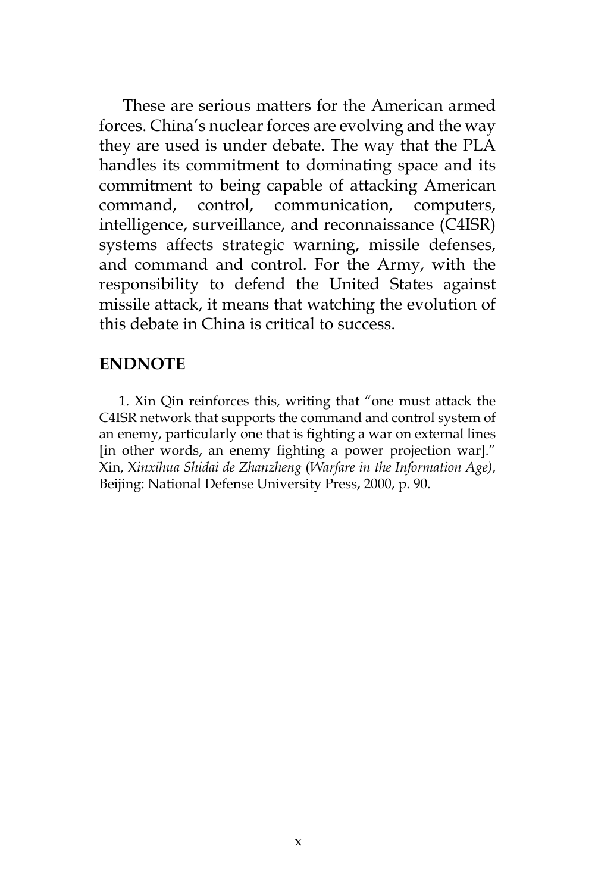These are serious matters for the American armed forces. China's nuclear forces are evolving and the way they are used is under debate. The way that the PLA handles its commitment to dominating space and its commitment to being capable of attacking American command, control, communication, computers, intelligence, surveillance, and reconnaissance (C4ISR) systems affects strategic warning, missile defenses, and command and control. For the Army, with the responsibility to defend the United States against missile attack, it means that watching the evolution of this debate in China is critical to success.

## ENDNOTE

1. Xin Qin reinforces this, writing that "one must attack the C4ISR network that supports the command and control system of an enemy, particularly one that is fighting a war on external lines [in other words, an enemy fighting a power projection war]." Xin, X*inxihua Shidai de Zhanzheng* (*Warfare in the Information Age)*, Beijing: National Defense University Press, 2000, p. 90.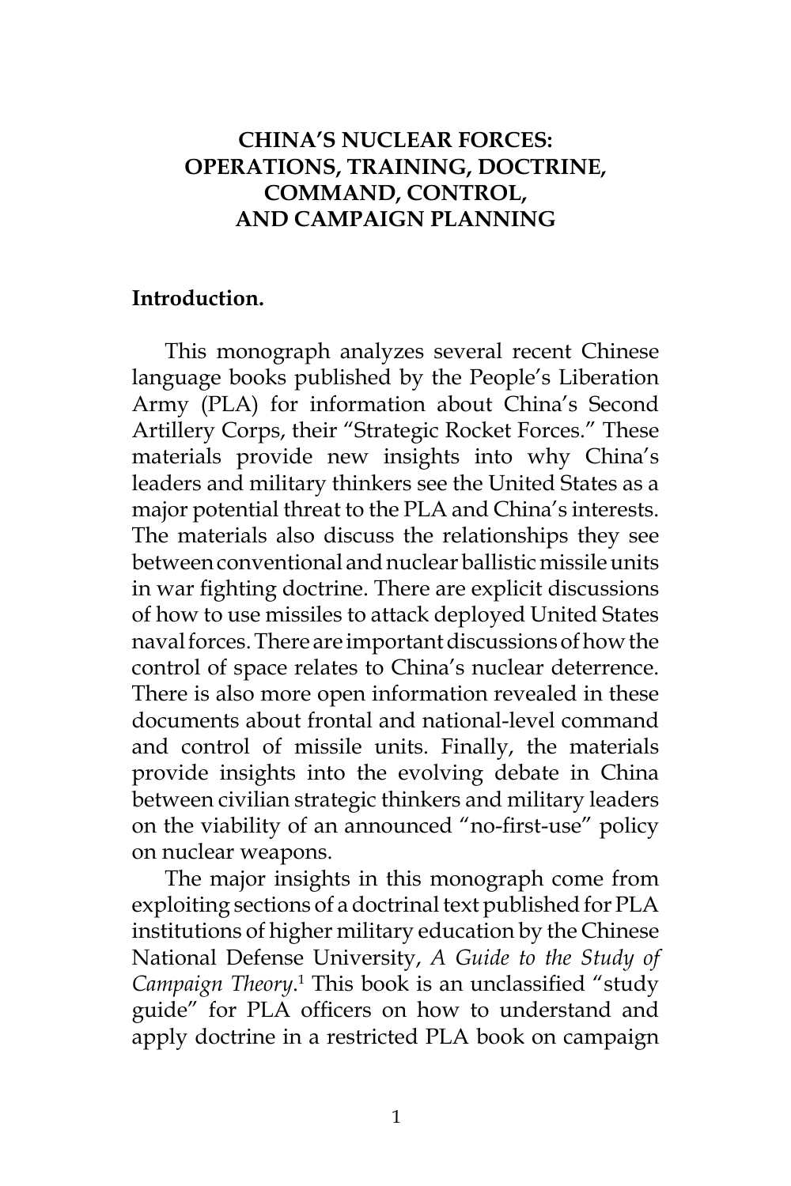# CHINA'S NUCLEAR FORCES: OPERATIONS, TRAINING, DOCTRINE, COMMAND, CONTROL, AND CAMPAIGN PLANNING

## Introduction.

This monograph analyzes several recent Chinese language books published by the People's Liberation Army (PLA) for information about China's Second Artillery Corps, their "Strategic Rocket Forces." These materials provide new insights into why China's leaders and military thinkers see the United States as a major potential threat to the PLA and China's interests. The materials also discuss the relationships they see between conventional and nuclear ballistic missile units in war fighting doctrine. There are explicit discussions of how to use missiles to attack deployed United States naval forces. There are important discussions of how the control of space relates to China's nuclear deterrence. There is also more open information revealed in these documents about frontal and national-level command and control of missile units. Finally, the materials provide insights into the evolving debate in China between civilian strategic thinkers and military leaders on the viability of an announced "no-first-use" policy on nuclear weapons.

The major insights in this monograph come from exploiting sections of a doctrinal text published for PLA institutions of higher military education by the Chinese National Defense University, *A Guide to the Study of Campaign Theory*.[1] This book is an unclassified "study guide" for PLA officers on how to understand and apply doctrine in a restricted PLA book on campaign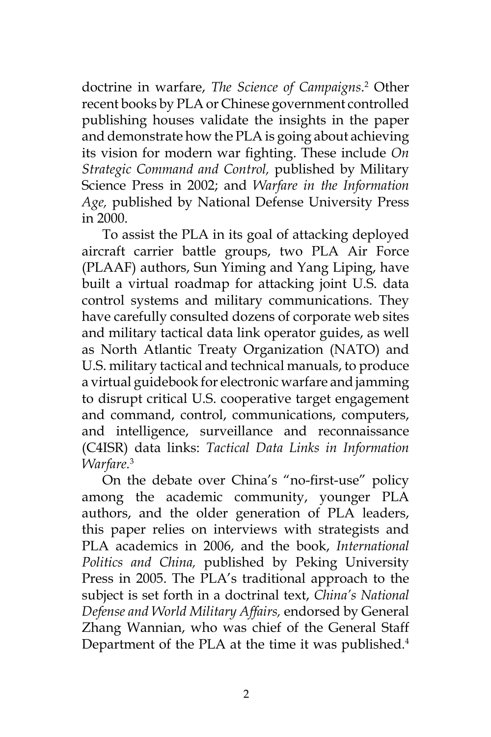doctrine in warfare, *The Science of Campaigns*.[2] Other recent books by PLA or Chinese government controlled publishing houses validate the insights in the paper and demonstrate how the PLA is going about achieving its vision for modern war fighting. These include *On Strategic Command and Control,* published by Military Science Press in 2002; and *Warfare in the Information Age,* published by National Defense University Press in 2000.

To assist the PLA in its goal of attacking deployed aircraft carrier battle groups, two PLA Air Force (PLAAF) authors, Sun Yiming and Yang Liping, have built a virtual roadmap for attacking joint U.S. data control systems and military communications. They have carefully consulted dozens of corporate web sites and military tactical data link operator guides, as well as North Atlantic Treaty Organization (NATO) and U.S. military tactical and technical manuals, to produce a virtual guidebook for electronic warfare and jamming to disrupt critical U.S. cooperative target engagement and command, control, communications, computers, and intelligence, surveillance and reconnaissance (C4ISR) data links: *Tactical Data Links in Information Warfare*.[3]

On the debate over China's "no-first-use" policy among the academic community, younger PLA authors, and the older generation of PLA leaders, this paper relies on interviews with strategists and PLA academics in 2006, and the book, *International Politics and China,* published by Peking University Press in 2005. The PLA's traditional approach to the subject is set forth in a doctrinal text, *China's National Defense and World Military Affairs,* endorsed by General Zhang Wannian, who was chief of the General Staff Department of the PLA at the time it was published.[4]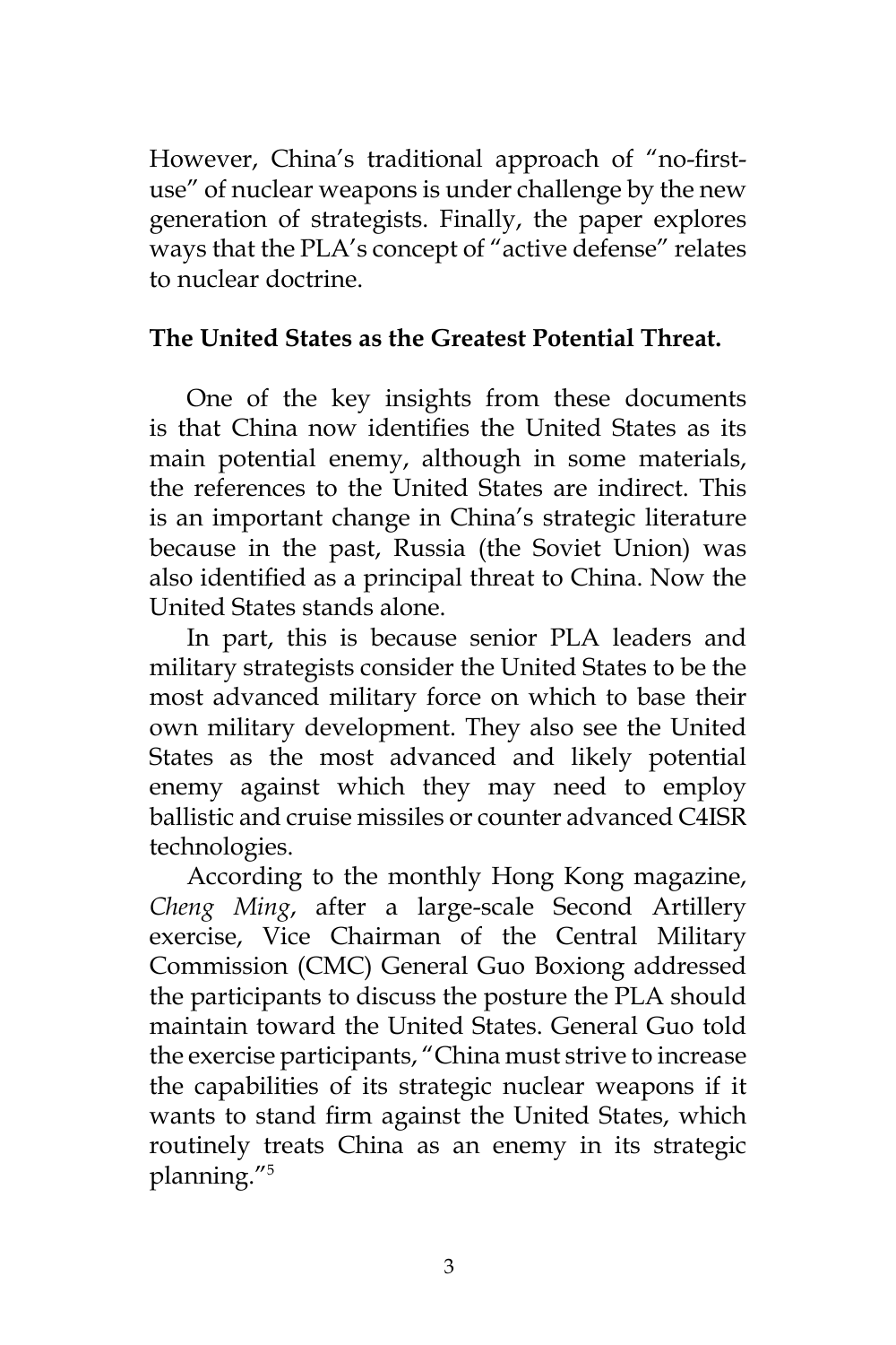However, China's traditional approach of "no-first-use" of nuclear weapons is under challenge by the new generation of strategists. Finally, the paper explores ways that the PLA's concept of "active defense" relates to nuclear doctrine.

**The United States as the Greatest Potential Threat.**

One of the key insights from these documents is that China now identifies the United States as its main potential enemy, although in some materials, the references to the United States are indirect. This is an important change in China's strategic literature because in the past, Russia (the Soviet Union) was also identified as a principal threat to China. Now the United States stands alone.

In part, this is because senior PLA leaders and military strategists consider the United States to be the most advanced military force on which to base their own military development. They also see the United States as the most advanced and likely potential enemy against which they may need to employ ballistic and cruise missiles or counter advanced C4ISR technologies.

According to the monthly Hong Kong magazine, *Cheng Ming*, after a large-scale Second Artillery exercise, Vice Chairman of the Central Military Commission (CMC) General Guo Boxiong addressed the participants to discuss the posture the PLA should maintain toward the United States. General Guo told the exercise participants, "China must strive to increase the capabilities of its strategic nuclear weapons if it wants to stand firm against the United States, which routinely treats China as an enemy in its strategic planning."[5]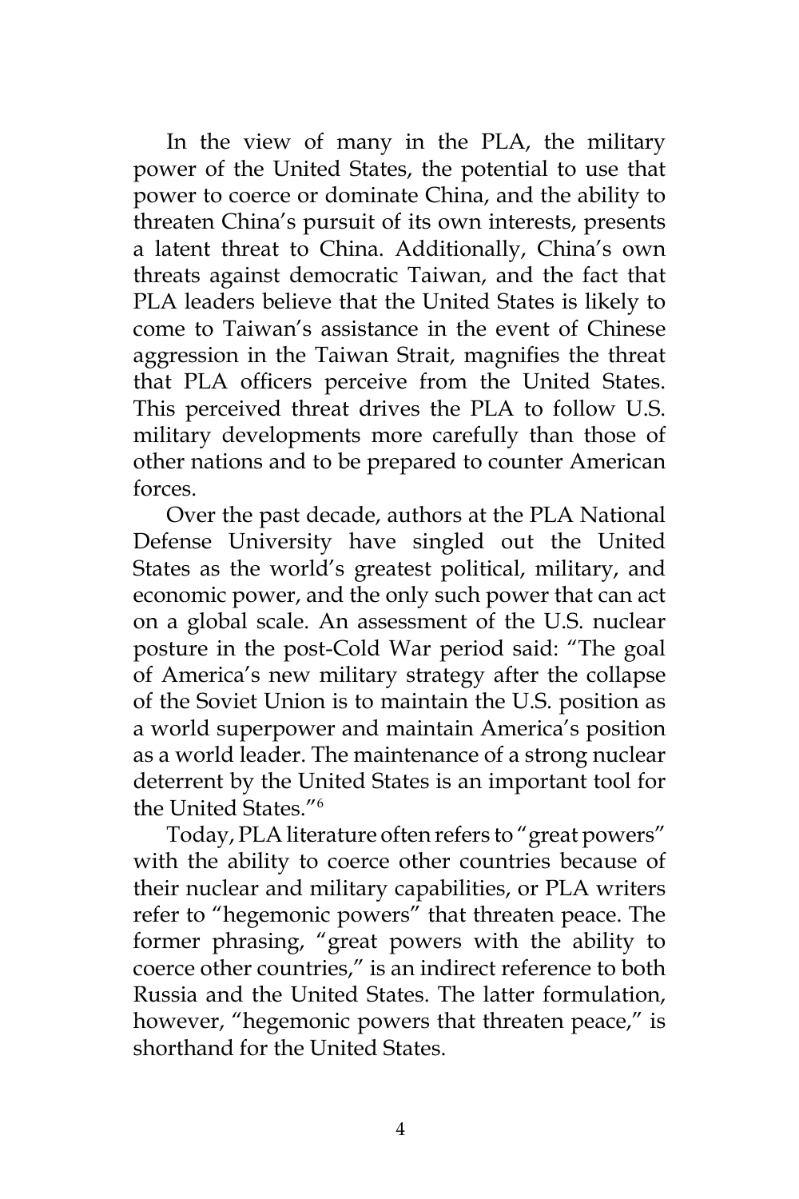In the view of many in the PLA, the military power of the United States, the potential to use that power to coerce or dominate China, and the ability to threaten China's pursuit of its own interests, presents a latent threat to China. Additionally, China's own threats against democratic Taiwan, and the fact that PLA leaders believe that the United States is likely to come to Taiwan's assistance in the event of Chinese aggression in the Taiwan Strait, magnifies the threat that PLA officers perceive from the United States. This perceived threat drives the PLA to follow U.S. military developments more carefully than those of other nations and to be prepared to counter American forces.

Over the past decade, authors at the PLA National Defense University have singled out the United States as the world's greatest political, military, and economic power, and the only such power that can act on a global scale. An assessment of the U.S. nuclear posture in the post-Cold War period said: "The goal of America's new military strategy after the collapse of the Soviet Union is to maintain the U.S. position as a world superpower and maintain America's position as a world leader. The maintenance of a strong nuclear deterrent by the United States is an important tool for the United States."[6]

Today, PLA literature often refers to "great powers" with the ability to coerce other countries because of their nuclear and military capabilities, or PLA writers refer to "hegemonic powers" that threaten peace. The former phrasing, "great powers with the ability to coerce other countries," is an indirect reference to both Russia and the United States. The latter formulation, however, "hegemonic powers that threaten peace," is shorthand for the United States.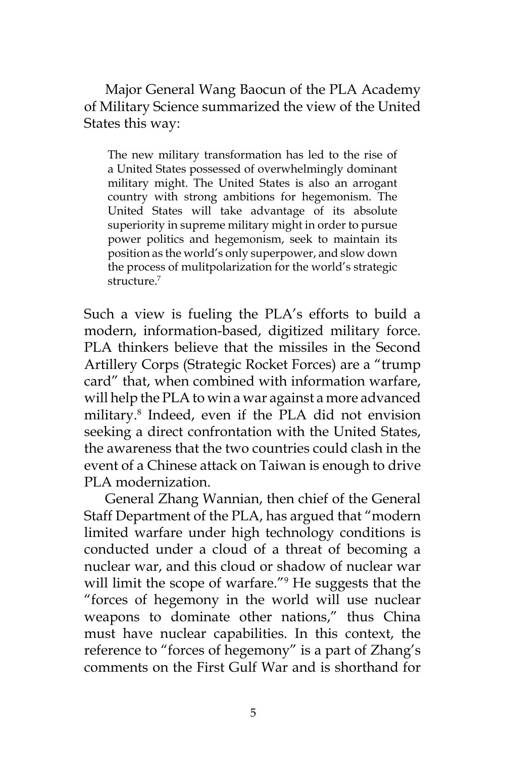Major General Wang Baocun of the PLA Academy of Military Science summarized the view of the United States this way:

> The new military transformation has led to the rise of a United States possessed of overwhelmingly dominant military might. The United States is also an arrogant country with strong ambitions for hegemonism. The United States will take advantage of its absolute superiority in supreme military might in order to pursue power politics and hegemonism, seek to maintain its position as the world's only superpower, and slow down the process of mulitpolarization for the world's strategic structure.[7]

Such a view is fueling the PLA's efforts to build a modern, information-based, digitized military force. PLA thinkers believe that the missiles in the Second Artillery Corps (Strategic Rocket Forces) are a "trump card" that, when combined with information warfare, will help the PLA to win a war against a more advanced military.[8] Indeed, even if the PLA did not envision seeking a direct confrontation with the United States, the awareness that the two countries could clash in the event of a Chinese attack on Taiwan is enough to drive PLA modernization.

General Zhang Wannian, then chief of the General Staff Department of the PLA, has argued that "modern limited warfare under high technology conditions is conducted under a cloud of a threat of becoming a nuclear war, and this cloud or shadow of nuclear war will limit the scope of warfare."[9] He suggests that the "forces of hegemony in the world will use nuclear weapons to dominate other nations," thus China must have nuclear capabilities. In this context, the reference to "forces of hegemony" is a part of Zhang's comments on the First Gulf War and is shorthand for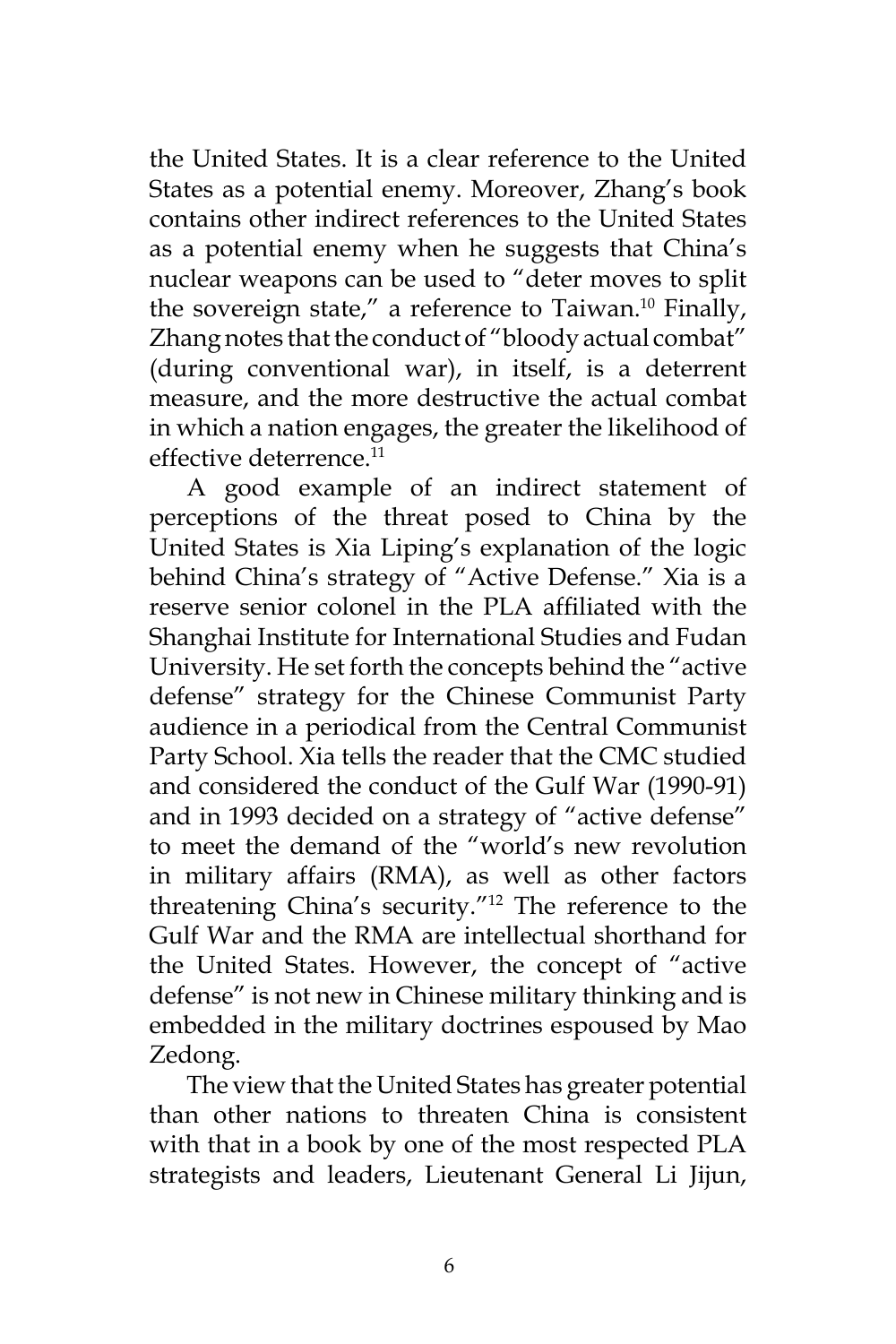the United States. It is a clear reference to the United States as a potential enemy. Moreover, Zhang's book contains other indirect references to the United States as a potential enemy when he suggests that China's nuclear weapons can be used to "deter moves to split the sovereign state," a reference to Taiwan.[10] Finally, Zhang notes that the conduct of "bloody actual combat" (during conventional war), in itself, is a deterrent measure, and the more destructive the actual combat in which a nation engages, the greater the likelihood of effective deterrence.[11]

A good example of an indirect statement of perceptions of the threat posed to China by the United States is Xia Liping's explanation of the logic behind China's strategy of "Active Defense." Xia is a reserve senior colonel in the PLA affiliated with the Shanghai Institute for International Studies and Fudan University. He set forth the concepts behind the "active defense" strategy for the Chinese Communist Party audience in a periodical from the Central Communist Party School. Xia tells the reader that the CMC studied and considered the conduct of the Gulf War (1990-91) and in 1993 decided on a strategy of "active defense" to meet the demand of the "world's new revolution in military affairs (RMA), as well as other factors threatening China's security."[12] The reference to the Gulf War and the RMA are intellectual shorthand for the United States. However, the concept of "active defense" is not new in Chinese military thinking and is embedded in the military doctrines espoused by Mao Zedong.

The view that the United States has greater potential than other nations to threaten China is consistent with that in a book by one of the most respected PLA strategists and leaders, Lieutenant General Li Jijun,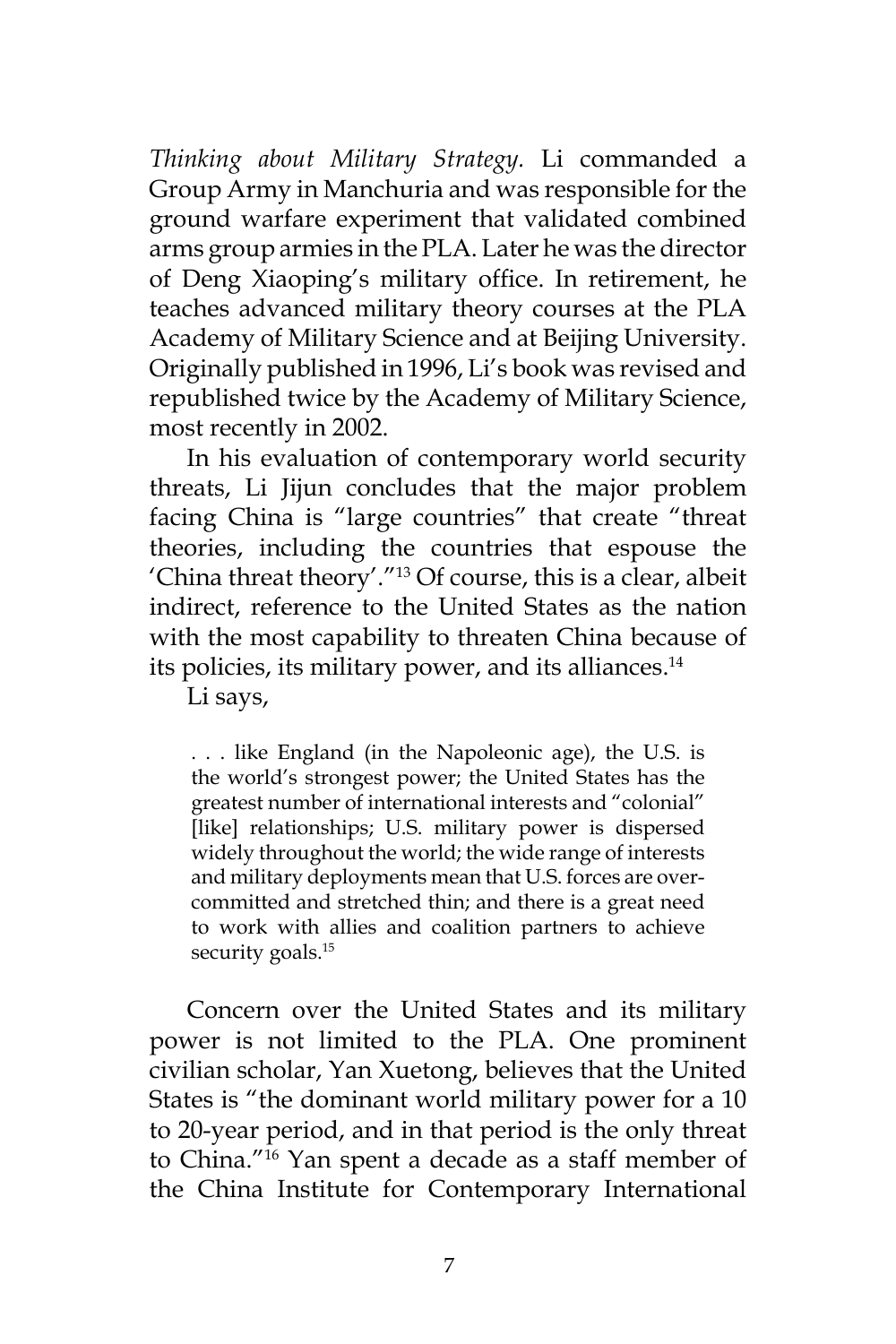*Thinking about Military Strategy.* Li commanded a Group Army in Manchuria and was responsible for the ground warfare experiment that validated combined arms group armies in the PLA. Later he was the director of Deng Xiaoping's military office. In retirement, he teaches advanced military theory courses at the PLA Academy of Military Science and at Beijing University. Originally published in 1996, Li's book was revised and republished twice by the Academy of Military Science, most recently in 2002.

In his evaluation of contemporary world security threats, Li Jijun concludes that the major problem facing China is "large countries" that create "threat theories, including the countries that espouse the 'China threat theory'."[13] Of course, this is a clear, albeit indirect, reference to the United States as the nation with the most capability to threaten China because of its policies, its military power, and its alliances.[14]

Li says,

> . . . like England (in the Napoleonic age), the U.S. is the world's strongest power; the United States has the greatest number of international interests and "colonial" [like] relationships; U.S. military power is dispersed widely throughout the world; the wide range of interests and military deployments mean that U.S. forces are over-committed and stretched thin; and there is a great need to work with allies and coalition partners to achieve security goals.[15]

Concern over the United States and its military power is not limited to the PLA. One prominent civilian scholar, Yan Xuetong, believes that the United States is "the dominant world military power for a 10 to 20-year period, and in that period is the only threat to China."[16] Yan spent a decade as a staff member of the China Institute for Contemporary International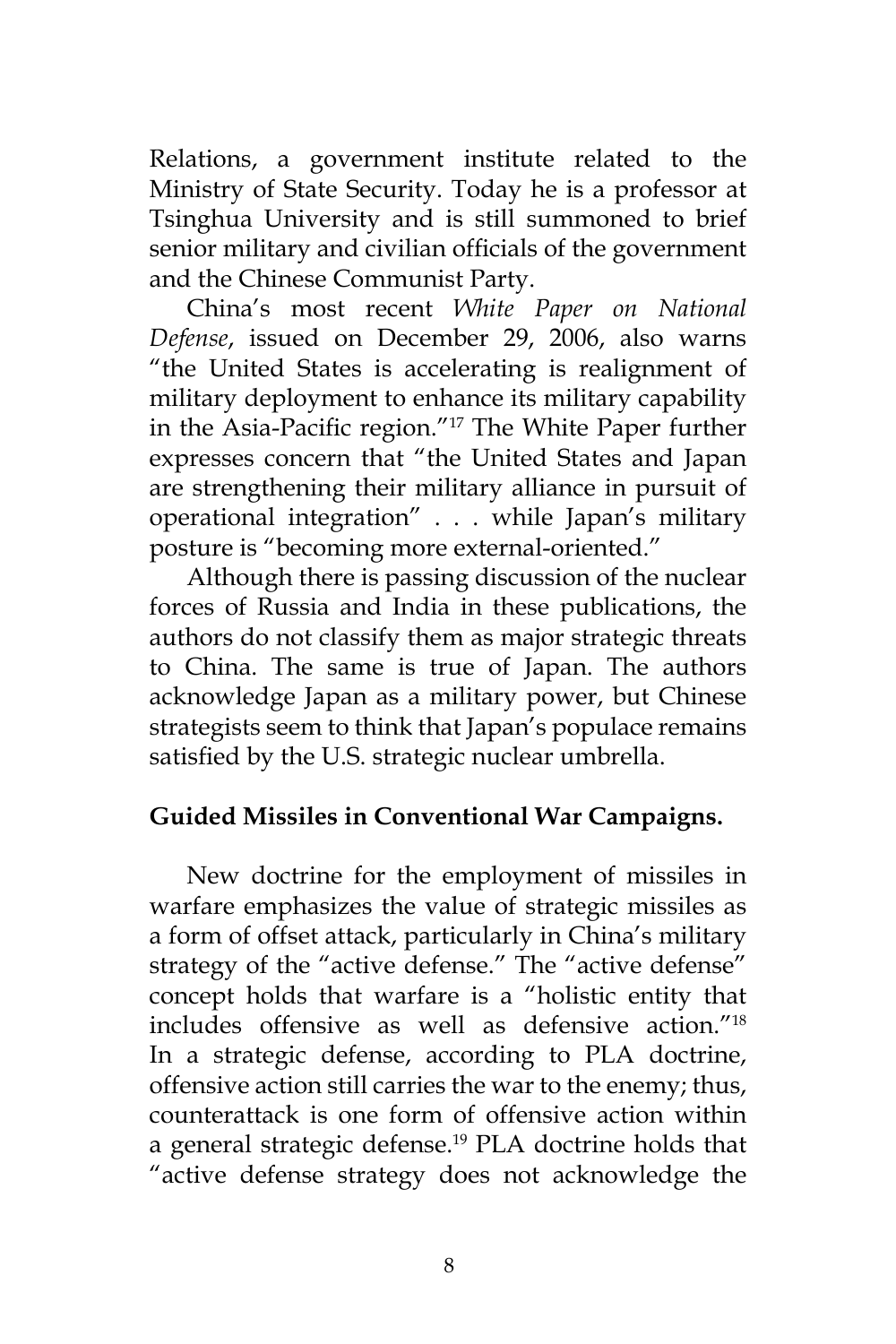Relations, a government institute related to the Ministry of State Security. Today he is a professor at Tsinghua University and is still summoned to brief senior military and civilian officials of the government and the Chinese Communist Party.

China's most recent *White Paper on National Defense*, issued on December 29, 2006, also warns "the United States is accelerating is realignment of military deployment to enhance its military capability in the Asia-Pacific region."[17] The White Paper further expresses concern that "the United States and Japan are strengthening their military alliance in pursuit of operational integration" . . . while Japan's military posture is "becoming more external-oriented."

Although there is passing discussion of the nuclear forces of Russia and India in these publications, the authors do not classify them as major strategic threats to China. The same is true of Japan. The authors acknowledge Japan as a military power, but Chinese strategists seem to think that Japan's populace remains satisfied by the U.S. strategic nuclear umbrella.

**Guided Missiles in Conventional War Campaigns.**

New doctrine for the employment of missiles in warfare emphasizes the value of strategic missiles as a form of offset attack, particularly in China's military strategy of the "active defense." The "active defense" concept holds that warfare is a "holistic entity that includes offensive as well as defensive action."[18] In a strategic defense, according to PLA doctrine, offensive action still carries the war to the enemy; thus, counterattack is one form of offensive action within a general strategic defense.[19] PLA doctrine holds that "active defense strategy does not acknowledge the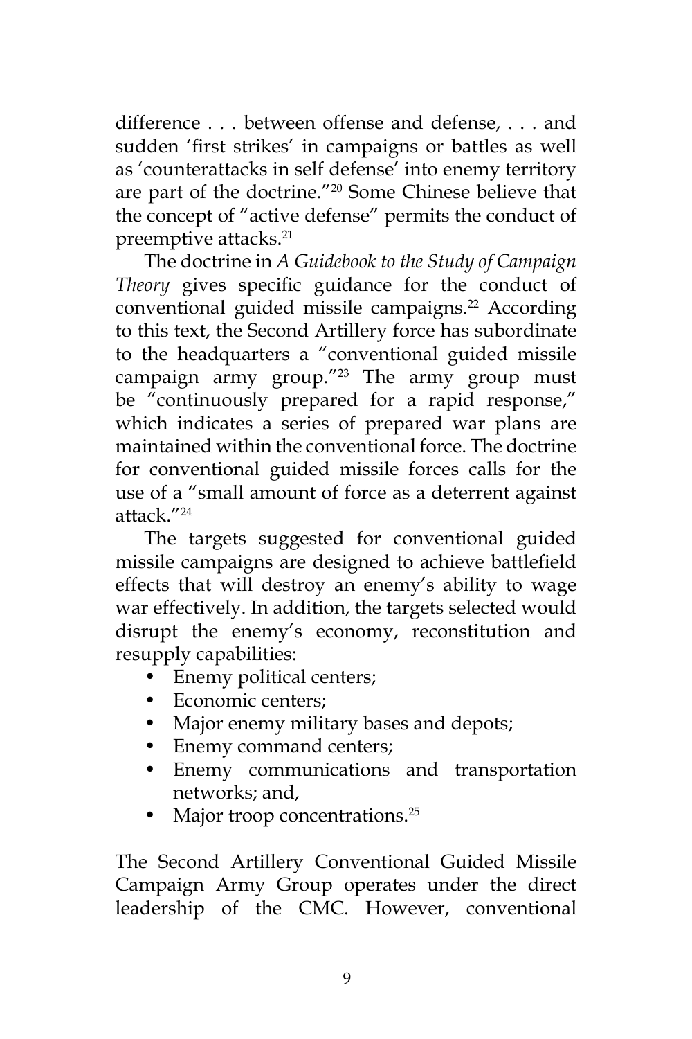difference . . . between offense and defense, . . . and sudden 'first strikes' in campaigns or battles as well as 'counterattacks in self defense' into enemy territory are part of the doctrine."[20] Some Chinese believe that the concept of "active defense" permits the conduct of preemptive attacks.[21]

The doctrine in *A Guidebook to the Study of Campaign Theory* gives specific guidance for the conduct of conventional guided missile campaigns.[22] According to this text, the Second Artillery force has subordinate to the headquarters a "conventional guided missile campaign army group."[23] The army group must be "continuously prepared for a rapid response," which indicates a series of prepared war plans are maintained within the conventional force. The doctrine for conventional guided missile forces calls for the use of a "small amount of force as a deterrent against attack."[24]

The targets suggested for conventional guided missile campaigns are designed to achieve battlefield effects that will destroy an enemy's ability to wage war effectively. In addition, the targets selected would disrupt the enemy's economy, reconstitution and resupply capabilities:

- Enemy political centers;
- Economic centers;
- Major enemy military bases and depots;
- Enemy command centers;
- Enemy communications and transportation networks; and,
- Major troop concentrations.[25]

The Second Artillery Conventional Guided Missile Campaign Army Group operates under the direct leadership of the CMC. However, conventional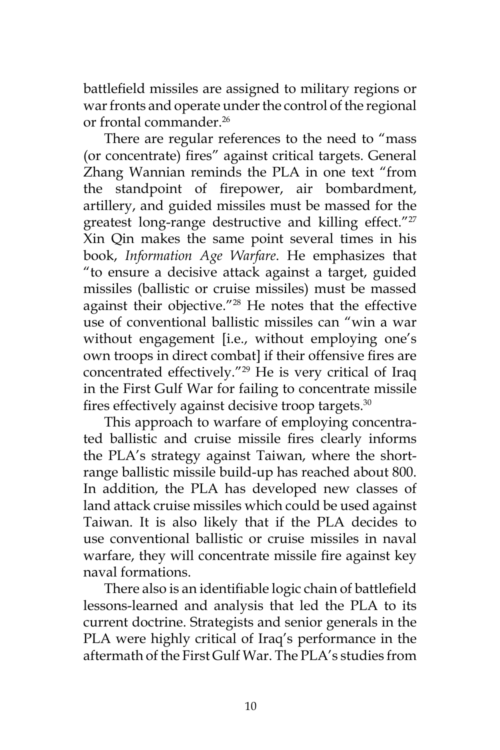battlefield missiles are assigned to military regions or war fronts and operate under the control of the regional or frontal commander.[26]

There are regular references to the need to "mass (or concentrate) fires" against critical targets. General Zhang Wannian reminds the PLA in one text "from the standpoint of firepower, air bombardment, artillery, and guided missiles must be massed for the greatest long-range destructive and killing effect."[27] Xin Qin makes the same point several times in his book, *Information Age Warfare*. He emphasizes that "to ensure a decisive attack against a target, guided missiles (ballistic or cruise missiles) must be massed against their objective."[28] He notes that the effective use of conventional ballistic missiles can "win a war without engagement [i.e., without employing one's own troops in direct combat] if their offensive fires are concentrated effectively."[29] He is very critical of Iraq in the First Gulf War for failing to concentrate missile fires effectively against decisive troop targets.[30]

This approach to warfare of employing concentrated ballistic and cruise missile fires clearly informs the PLA's strategy against Taiwan, where the short-range ballistic missile build-up has reached about 800. In addition, the PLA has developed new classes of land attack cruise missiles which could be used against Taiwan. It is also likely that if the PLA decides to use conventional ballistic or cruise missiles in naval warfare, they will concentrate missile fire against key naval formations.

There also is an identifiable logic chain of battlefield lessons-learned and analysis that led the PLA to its current doctrine. Strategists and senior generals in the PLA were highly critical of Iraq's performance in the aftermath of the First Gulf War. The PLA's studies from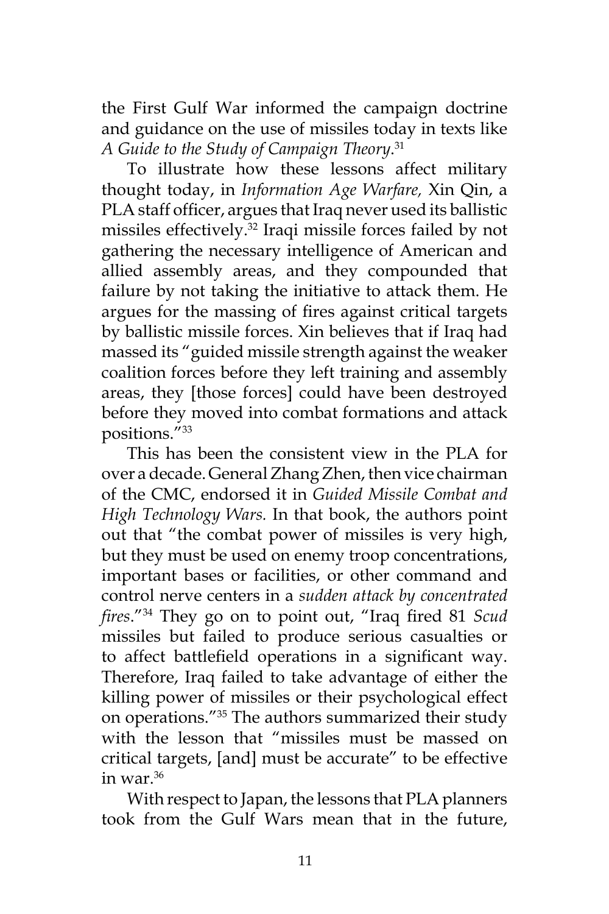the First Gulf War informed the campaign doctrine and guidance on the use of missiles today in texts like *A Guide to the Study of Campaign Theory*.[31]

To illustrate how these lessons affect military thought today, in *Information Age Warfare,* Xin Qin, a PLA staff officer, argues that Iraq never used its ballistic missiles effectively.[32] Iraqi missile forces failed by not gathering the necessary intelligence of American and allied assembly areas, and they compounded that failure by not taking the initiative to attack them. He argues for the massing of fires against critical targets by ballistic missile forces. Xin believes that if Iraq had massed its "guided missile strength against the weaker coalition forces before they left training and assembly areas, they [those forces] could have been destroyed before they moved into combat formations and attack positions."[33]

This has been the consistent view in the PLA for over a decade. General Zhang Zhen, then vice chairman of the CMC, endorsed it in *Guided Missile Combat and High Technology Wars.* In that book, the authors point out that "the combat power of missiles is very high, but they must be used on enemy troop concentrations, important bases or facilities, or other command and control nerve centers in a *sudden attack by concentrated fires*."[34] They go on to point out, "Iraq fired 81 *Scud* missiles but failed to produce serious casualties or to affect battlefield operations in a significant way. Therefore, Iraq failed to take advantage of either the killing power of missiles or their psychological effect on operations."[35] The authors summarized their study with the lesson that "missiles must be massed on critical targets, [and] must be accurate" to be effective in war.[36]

With respect to Japan, the lessons that PLA planners took from the Gulf Wars mean that in the future,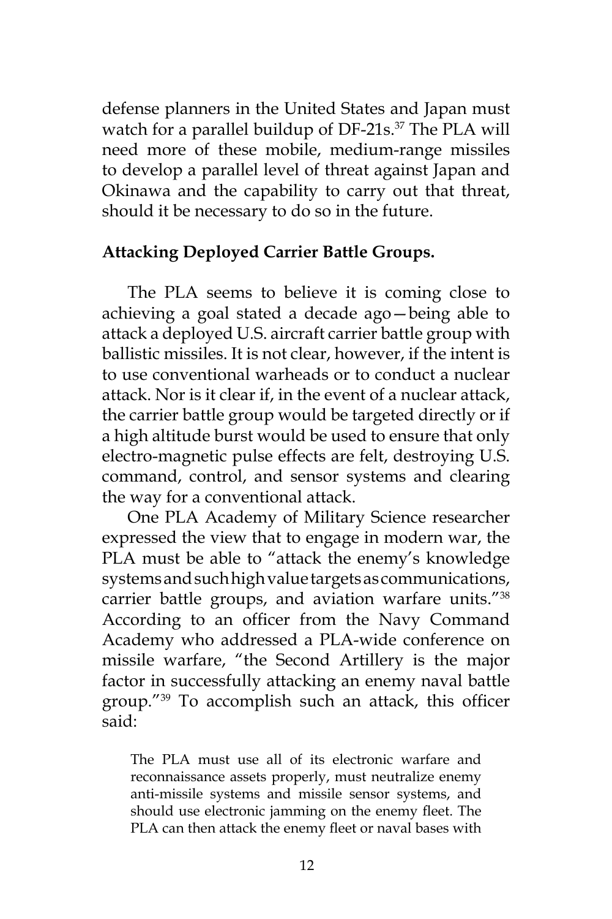defense planners in the United States and Japan must watch for a parallel buildup of DF-21s.[37] The PLA will need more of these mobile, medium-range missiles to develop a parallel level of threat against Japan and Okinawa and the capability to carry out that threat, should it be necessary to do so in the future.

**Attacking Deployed Carrier Battle Groups.**

The PLA seems to believe it is coming close to achieving a goal stated a decade ago—being able to attack a deployed U.S. aircraft carrier battle group with ballistic missiles. It is not clear, however, if the intent is to use conventional warheads or to conduct a nuclear attack. Nor is it clear if, in the event of a nuclear attack, the carrier battle group would be targeted directly or if a high altitude burst would be used to ensure that only electro-magnetic pulse effects are felt, destroying U.S. command, control, and sensor systems and clearing the way for a conventional attack.

One PLA Academy of Military Science researcher expressed the view that to engage in modern war, the PLA must be able to "attack the enemy's knowledge systems and such high value targets as communications, carrier battle groups, and aviation warfare units."[38] According to an officer from the Navy Command Academy who addressed a PLA-wide conference on missile warfare, "the Second Artillery is the major factor in successfully attacking an enemy naval battle group."[39] To accomplish such an attack, this officer said:

> The PLA must use all of its electronic warfare and reconnaissance assets properly, must neutralize enemy anti-missile systems and missile sensor systems, and should use electronic jamming on the enemy fleet. The PLA can then attack the enemy fleet or naval bases with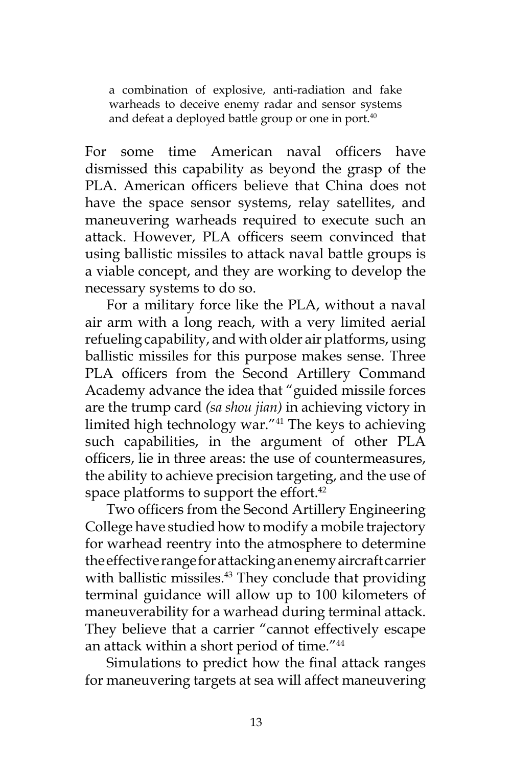> a combination of explosive, anti-radiation and fake warheads to deceive enemy radar and sensor systems and defeat a deployed battle group or one in port.[40]

For some time American naval officers have dismissed this capability as beyond the grasp of the PLA. American officers believe that China does not have the space sensor systems, relay satellites, and maneuvering warheads required to execute such an attack. However, PLA officers seem convinced that using ballistic missiles to attack naval battle groups is a viable concept, and they are working to develop the necessary systems to do so.

For a military force like the PLA, without a naval air arm with a long reach, with a very limited aerial refueling capability, and with older air platforms, using ballistic missiles for this purpose makes sense. Three PLA officers from the Second Artillery Command Academy advance the idea that "guided missile forces are the trump card *(sa shou jian)* in achieving victory in limited high technology war."[41] The keys to achieving such capabilities, in the argument of other PLA officers, lie in three areas: the use of countermeasures, the ability to achieve precision targeting, and the use of space platforms to support the effort.[42]

Two officers from the Second Artillery Engineering College have studied how to modify a mobile trajectory for warhead reentry into the atmosphere to determine the effective range for attacking an enemy aircraft carrier with ballistic missiles.[43] They conclude that providing terminal guidance will allow up to 100 kilometers of maneuverability for a warhead during terminal attack. They believe that a carrier "cannot effectively escape an attack within a short period of time."[44]

Simulations to predict how the final attack ranges for maneuvering targets at sea will affect maneuvering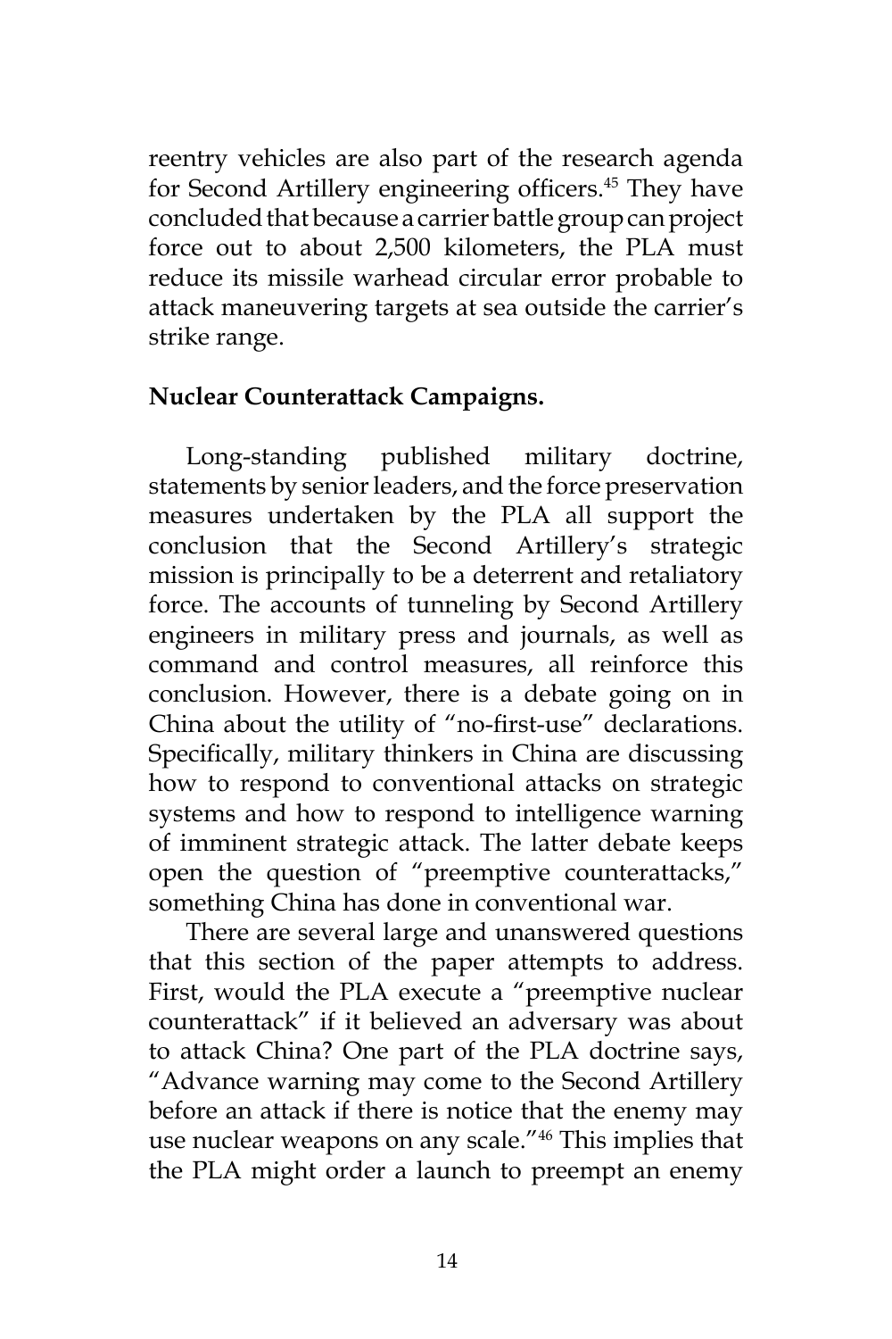reentry vehicles are also part of the research agenda for Second Artillery engineering officers.[45] They have concluded that because a carrier battle group can project force out to about 2,500 kilometers, the PLA must reduce its missile warhead circular error probable to attack maneuvering targets at sea outside the carrier's strike range.

**Nuclear Counterattack Campaigns.**

Long-standing published military doctrine, statements by senior leaders, and the force preservation measures undertaken by the PLA all support the conclusion that the Second Artillery's strategic mission is principally to be a deterrent and retaliatory force. The accounts of tunneling by Second Artillery engineers in military press and journals, as well as command and control measures, all reinforce this conclusion. However, there is a debate going on in China about the utility of "no-first-use" declarations. Specifically, military thinkers in China are discussing how to respond to conventional attacks on strategic systems and how to respond to intelligence warning of imminent strategic attack. The latter debate keeps open the question of "preemptive counterattacks," something China has done in conventional war.

There are several large and unanswered questions that this section of the paper attempts to address. First, would the PLA execute a "preemptive nuclear counterattack" if it believed an adversary was about to attack China? One part of the PLA doctrine says, "Advance warning may come to the Second Artillery before an attack if there is notice that the enemy may use nuclear weapons on any scale."[46] This implies that the PLA might order a launch to preempt an enemy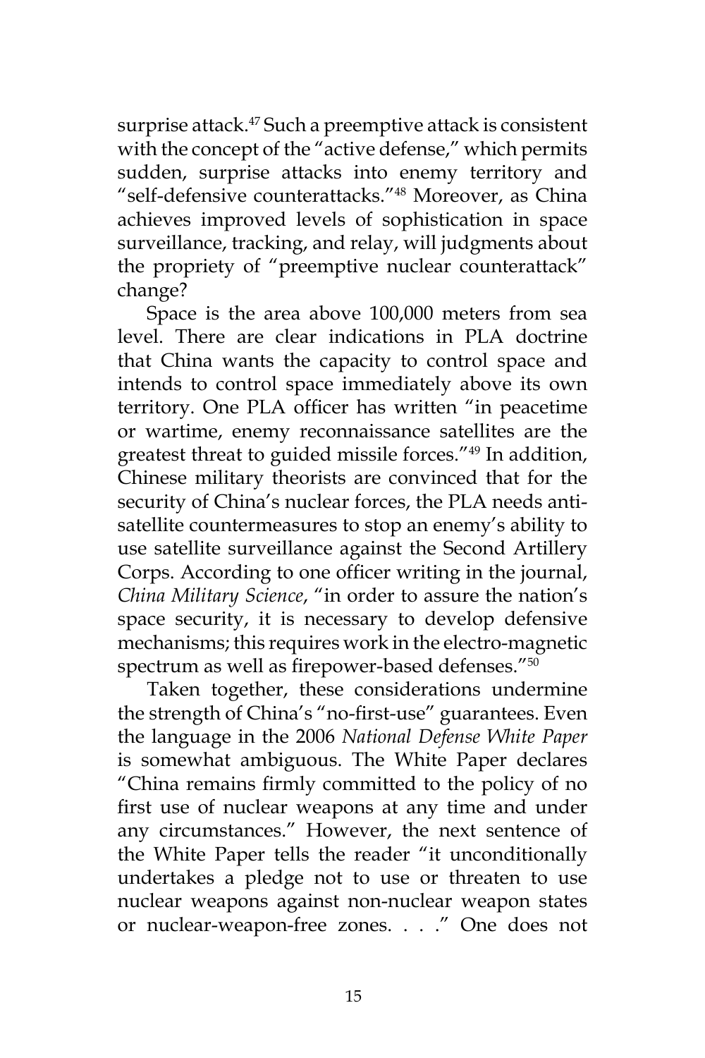surprise attack.[47] Such a preemptive attack is consistent with the concept of the "active defense," which permits sudden, surprise attacks into enemy territory and "self-defensive counterattacks."[48] Moreover, as China achieves improved levels of sophistication in space surveillance, tracking, and relay, will judgments about the propriety of "preemptive nuclear counterattack" change?

Space is the area above 100,000 meters from sea level. There are clear indications in PLA doctrine that China wants the capacity to control space and intends to control space immediately above its own territory. One PLA officer has written "in peacetime or wartime, enemy reconnaissance satellites are the greatest threat to guided missile forces."[49] In addition, Chinese military theorists are convinced that for the security of China's nuclear forces, the PLA needs anti-satellite countermeasures to stop an enemy's ability to use satellite surveillance against the Second Artillery Corps. According to one officer writing in the journal, *China Military Science*, "in order to assure the nation's space security, it is necessary to develop defensive mechanisms; this requires work in the electro-magnetic spectrum as well as firepower-based defenses."[50]

Taken together, these considerations undermine the strength of China's "no-first-use" guarantees. Even the language in the 2006 *National Defense White Paper* is somewhat ambiguous. The White Paper declares "China remains firmly committed to the policy of no first use of nuclear weapons at any time and under any circumstances." However, the next sentence of the White Paper tells the reader "it unconditionally undertakes a pledge not to use or threaten to use nuclear weapons against non-nuclear weapon states or nuclear-weapon-free zones. . . ." One does not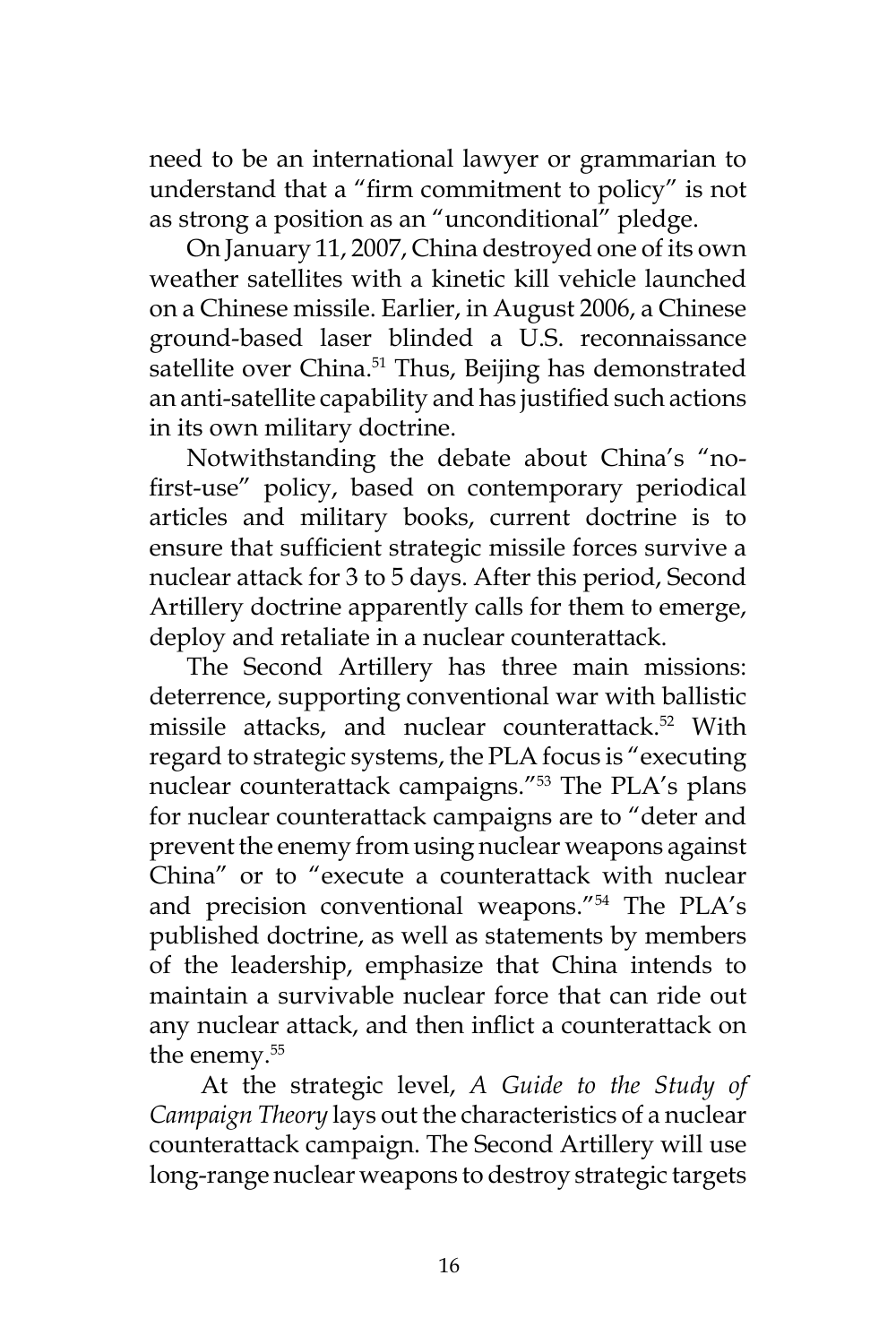need to be an international lawyer or grammarian to understand that a "firm commitment to policy" is not as strong a position as an "unconditional" pledge.

On January 11, 2007, China destroyed one of its own weather satellites with a kinetic kill vehicle launched on a Chinese missile. Earlier, in August 2006, a Chinese ground-based laser blinded a U.S. reconnaissance satellite over China.[51] Thus, Beijing has demonstrated an anti-satellite capability and has justified such actions in its own military doctrine.

Notwithstanding the debate about China's "no-first-use" policy, based on contemporary periodical articles and military books, current doctrine is to ensure that sufficient strategic missile forces survive a nuclear attack for 3 to 5 days. After this period, Second Artillery doctrine apparently calls for them to emerge, deploy and retaliate in a nuclear counterattack.

The Second Artillery has three main missions: deterrence, supporting conventional war with ballistic missile attacks, and nuclear counterattack.[52] With regard to strategic systems, the PLA focus is "executing nuclear counterattack campaigns."[53] The PLA's plans for nuclear counterattack campaigns are to "deter and prevent the enemy from using nuclear weapons against China" or to "execute a counterattack with nuclear and precision conventional weapons."[54] The PLA's published doctrine, as well as statements by members of the leadership, emphasize that China intends to maintain a survivable nuclear force that can ride out any nuclear attack, and then inflict a counterattack on the enemy.[55]

At the strategic level, *A Guide to the Study of Campaign Theory* lays out the characteristics of a nuclear counterattack campaign. The Second Artillery will use long-range nuclear weapons to destroy strategic targets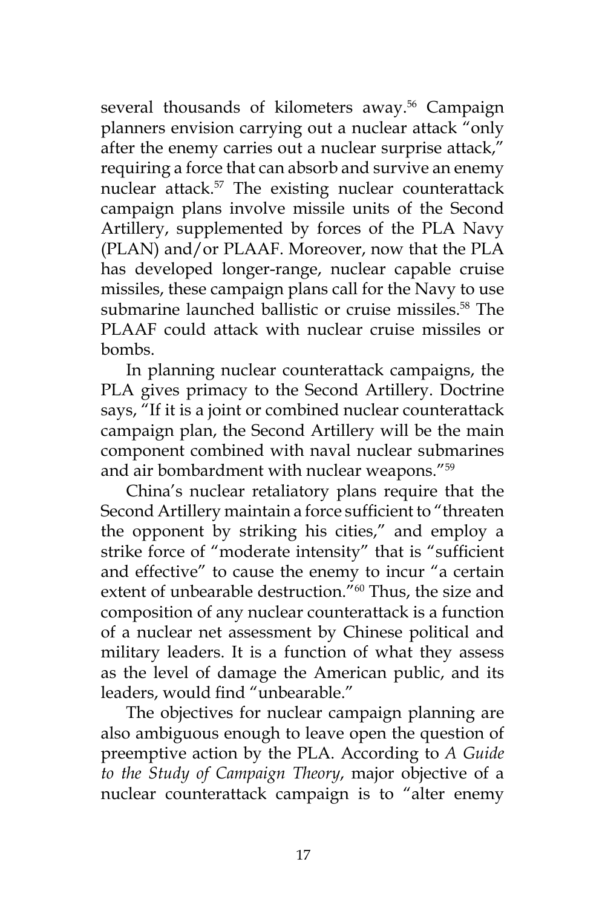several thousands of kilometers away.[56] Campaign planners envision carrying out a nuclear attack "only after the enemy carries out a nuclear surprise attack," requiring a force that can absorb and survive an enemy nuclear attack.[57] The existing nuclear counterattack campaign plans involve missile units of the Second Artillery, supplemented by forces of the PLA Navy (PLAN) and/or PLAAF. Moreover, now that the PLA has developed longer-range, nuclear capable cruise missiles, these campaign plans call for the Navy to use submarine launched ballistic or cruise missiles.[58] The PLAAF could attack with nuclear cruise missiles or bombs.

In planning nuclear counterattack campaigns, the PLA gives primacy to the Second Artillery. Doctrine says, "If it is a joint or combined nuclear counterattack campaign plan, the Second Artillery will be the main component combined with naval nuclear submarines and air bombardment with nuclear weapons."[59]

China's nuclear retaliatory plans require that the Second Artillery maintain a force sufficient to "threaten the opponent by striking his cities," and employ a strike force of "moderate intensity" that is "sufficient and effective" to cause the enemy to incur "a certain extent of unbearable destruction."[60] Thus, the size and composition of any nuclear counterattack is a function of a nuclear net assessment by Chinese political and military leaders. It is a function of what they assess as the level of damage the American public, and its leaders, would find "unbearable."

The objectives for nuclear campaign planning are also ambiguous enough to leave open the question of preemptive action by the PLA. According to *A Guide to the Study of Campaign Theory*, major objective of a nuclear counterattack campaign is to "alter enemy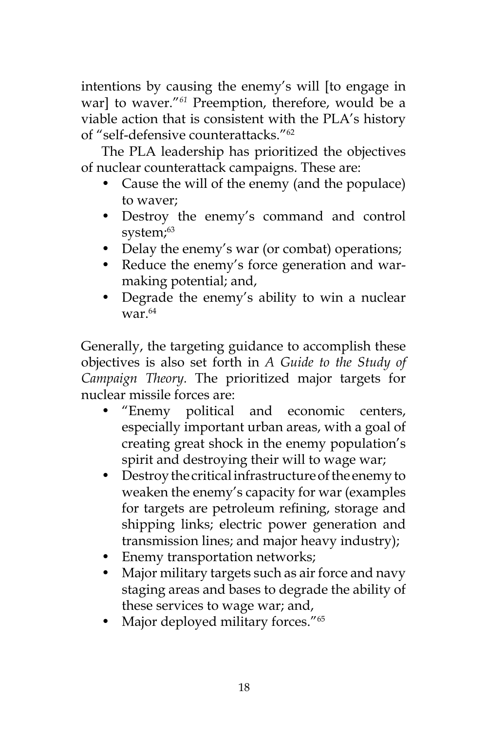intentions by causing the enemy's will [to engage in war] to waver."[61] Preemption, therefore, would be a viable action that is consistent with the PLA's history of "self-defensive counterattacks."[62]

The PLA leadership has prioritized the objectives of nuclear counterattack campaigns. These are:

- Cause the will of the enemy (and the populace) to waver;
- Destroy the enemy's command and control system;[63]
- Delay the enemy's war (or combat) operations;
- Reduce the enemy's force generation and war-making potential; and,
- Degrade the enemy's ability to win a nuclear war.[64]

Generally, the targeting guidance to accomplish these objectives is also set forth in *A Guide to the Study of Campaign Theory.* The prioritized major targets for nuclear missile forces are:

- "Enemy political and economic centers, especially important urban areas, with a goal of creating great shock in the enemy population's spirit and destroying their will to wage war;
- Destroy the critical infrastructure of the enemy to weaken the enemy's capacity for war (examples for targets are petroleum refining, storage and shipping links; electric power generation and transmission lines; and major heavy industry);
- Enemy transportation networks;
- Major military targets such as air force and navy staging areas and bases to degrade the ability of these services to wage war; and,
- Major deployed military forces."[65]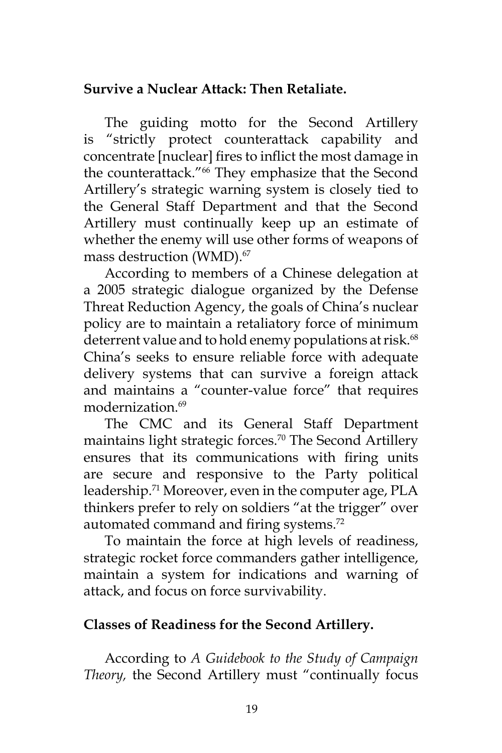**Survive a Nuclear Attack: Then Retaliate.**

The guiding motto for the Second Artillery is "strictly protect counterattack capability and concentrate [nuclear] fires to inflict the most damage in the counterattack."[66] They emphasize that the Second Artillery's strategic warning system is closely tied to the General Staff Department and that the Second Artillery must continually keep up an estimate of whether the enemy will use other forms of weapons of mass destruction (WMD).[67]

According to members of a Chinese delegation at a 2005 strategic dialogue organized by the Defense Threat Reduction Agency, the goals of China's nuclear policy are to maintain a retaliatory force of minimum deterrent value and to hold enemy populations at risk.[68] China's seeks to ensure reliable force with adequate delivery systems that can survive a foreign attack and maintains a "counter-value force" that requires modernization.[69]

The CMC and its General Staff Department maintains light strategic forces.[70] The Second Artillery ensures that its communications with firing units are secure and responsive to the Party political leadership.[71] Moreover, even in the computer age, PLA thinkers prefer to rely on soldiers "at the trigger" over automated command and firing systems.[72]

To maintain the force at high levels of readiness, strategic rocket force commanders gather intelligence, maintain a system for indications and warning of attack, and focus on force survivability.

**Classes of Readiness for the Second Artillery.**

According to *A Guidebook to the Study of Campaign Theory,* the Second Artillery must "continually focus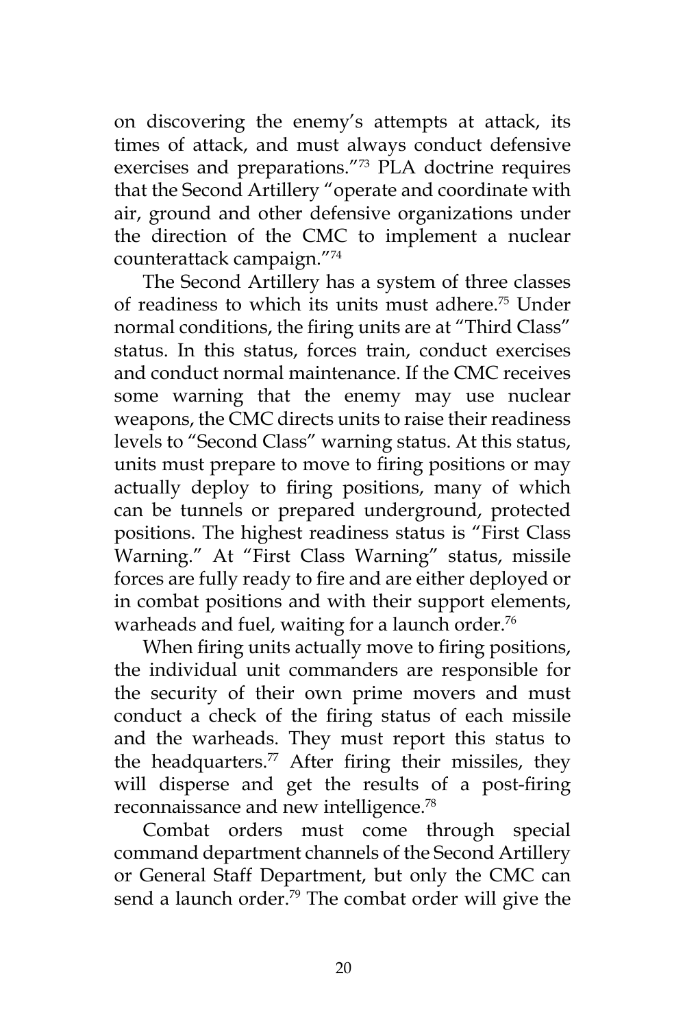on discovering the enemy's attempts at attack, its times of attack, and must always conduct defensive exercises and preparations."[73] PLA doctrine requires that the Second Artillery "operate and coordinate with air, ground and other defensive organizations under the direction of the CMC to implement a nuclear counterattack campaign."[74]

The Second Artillery has a system of three classes of readiness to which its units must adhere.[75] Under normal conditions, the firing units are at "Third Class" status. In this status, forces train, conduct exercises and conduct normal maintenance. If the CMC receives some warning that the enemy may use nuclear weapons, the CMC directs units to raise their readiness levels to "Second Class" warning status. At this status, units must prepare to move to firing positions or may actually deploy to firing positions, many of which can be tunnels or prepared underground, protected positions. The highest readiness status is "First Class Warning." At "First Class Warning" status, missile forces are fully ready to fire and are either deployed or in combat positions and with their support elements, warheads and fuel, waiting for a launch order.[76]

When firing units actually move to firing positions, the individual unit commanders are responsible for the security of their own prime movers and must conduct a check of the firing status of each missile and the warheads. They must report this status to the headquarters.[77] After firing their missiles, they will disperse and get the results of a post-firing reconnaissance and new intelligence.[78]

Combat orders must come through special command department channels of the Second Artillery or General Staff Department, but only the CMC can send a launch order.[79] The combat order will give the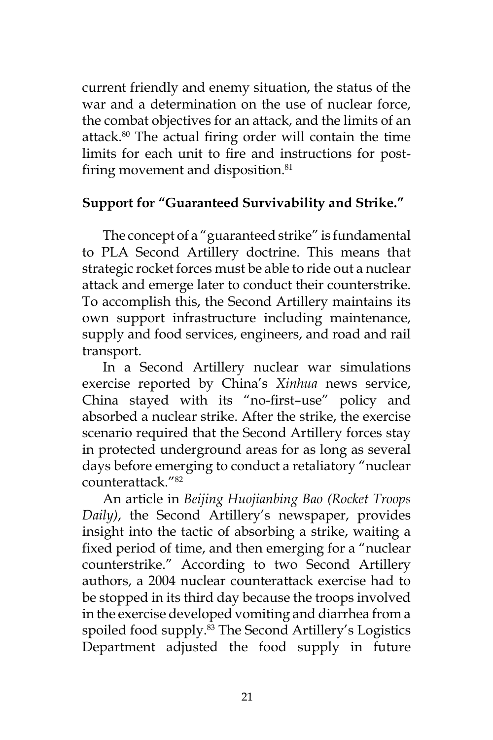current friendly and enemy situation, the status of the war and a determination on the use of nuclear force, the combat objectives for an attack, and the limits of an attack.[80] The actual firing order will contain the time limits for each unit to fire and instructions for post-firing movement and disposition.[81]

## Support for "Guaranteed Survivability and Strike."

The concept of a "guaranteed strike" is fundamental to PLA Second Artillery doctrine. This means that strategic rocket forces must be able to ride out a nuclear attack and emerge later to conduct their counterstrike. To accomplish this, the Second Artillery maintains its own support infrastructure including maintenance, supply and food services, engineers, and road and rail transport.

In a Second Artillery nuclear war simulations exercise reported by China's *Xinhua* news service, China stayed with its "no-first–use" policy and absorbed a nuclear strike. After the strike, the exercise scenario required that the Second Artillery forces stay in protected underground areas for as long as several days before emerging to conduct a retaliatory "nuclear counterattack."[82]

An article in *Beijing Huojianbing Bao (Rocket Troops Daily)*, the Second Artillery's newspaper, provides insight into the tactic of absorbing a strike, waiting a fixed period of time, and then emerging for a "nuclear counterstrike." According to two Second Artillery authors, a 2004 nuclear counterattack exercise had to be stopped in its third day because the troops involved in the exercise developed vomiting and diarrhea from a spoiled food supply.[83] The Second Artillery's Logistics Department adjusted the food supply in future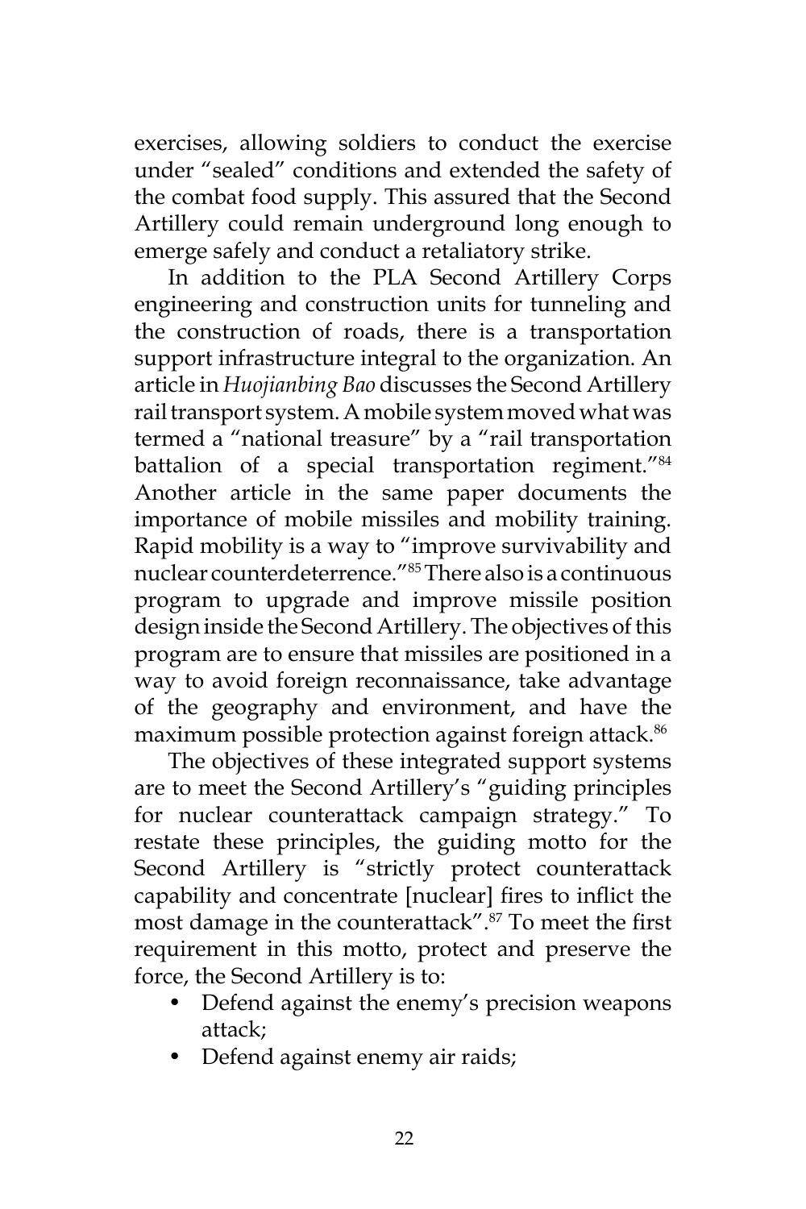exercises, allowing soldiers to conduct the exercise under "sealed" conditions and extended the safety of the combat food supply. This assured that the Second Artillery could remain underground long enough to emerge safely and conduct a retaliatory strike.

In addition to the PLA Second Artillery Corps engineering and construction units for tunneling and the construction of roads, there is a transportation support infrastructure integral to the organization. An article in *Huojianbing Bao* discusses the Second Artillery rail transport system. A mobile system moved what was termed a "national treasure" by a "rail transportation battalion of a special transportation regiment."[84] Another article in the same paper documents the importance of mobile missiles and mobility training. Rapid mobility is a way to "improve survivability and nuclear counterdeterrence."[85] There also is a continuous program to upgrade and improve missile position design inside the Second Artillery. The objectives of this program are to ensure that missiles are positioned in a way to avoid foreign reconnaissance, take advantage of the geography and environment, and have the maximum possible protection against foreign attack.[86]

The objectives of these integrated support systems are to meet the Second Artillery's "guiding principles for nuclear counterattack campaign strategy." To restate these principles, the guiding motto for the Second Artillery is "strictly protect counterattack capability and concentrate [nuclear] fires to inflict the most damage in the counterattack".[87] To meet the first requirement in this motto, protect and preserve the force, the Second Artillery is to:

- Defend against the enemy's precision weapons attack;
- Defend against enemy air raids;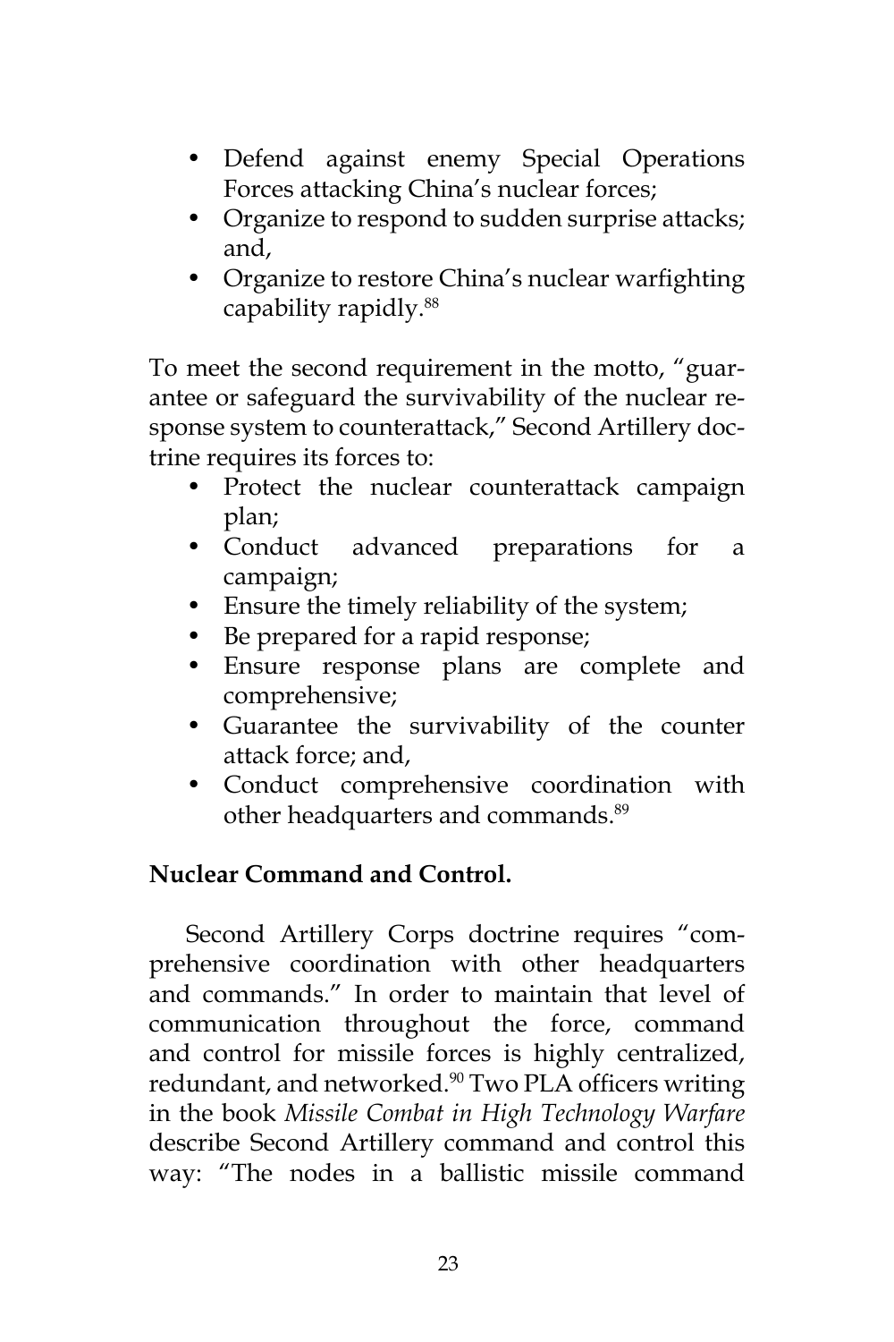- Defend against enemy Special Operations Forces attacking China's nuclear forces;
- Organize to respond to sudden surprise attacks; and,
- Organize to restore China's nuclear warfighting capability rapidly.[88]

To meet the second requirement in the motto, "guarantee or safeguard the survivability of the nuclear response system to counterattack," Second Artillery doctrine requires its forces to:

- Protect the nuclear counterattack campaign plan;
- Conduct advanced preparations for a campaign;
- Ensure the timely reliability of the system;
- Be prepared for a rapid response;
- Ensure response plans are complete and comprehensive;
- Guarantee the survivability of the counter attack force; and,
- Conduct comprehensive coordination with other headquarters and commands.[89]

**Nuclear Command and Control.**

Second Artillery Corps doctrine requires "comprehensive coordination with other headquarters and commands." In order to maintain that level of communication throughout the force, command and control for missile forces is highly centralized, redundant, and networked.[90] Two PLA officers writing in the book *Missile Combat in High Technology Warfare* describe Second Artillery command and control this way: "The nodes in a ballistic missile command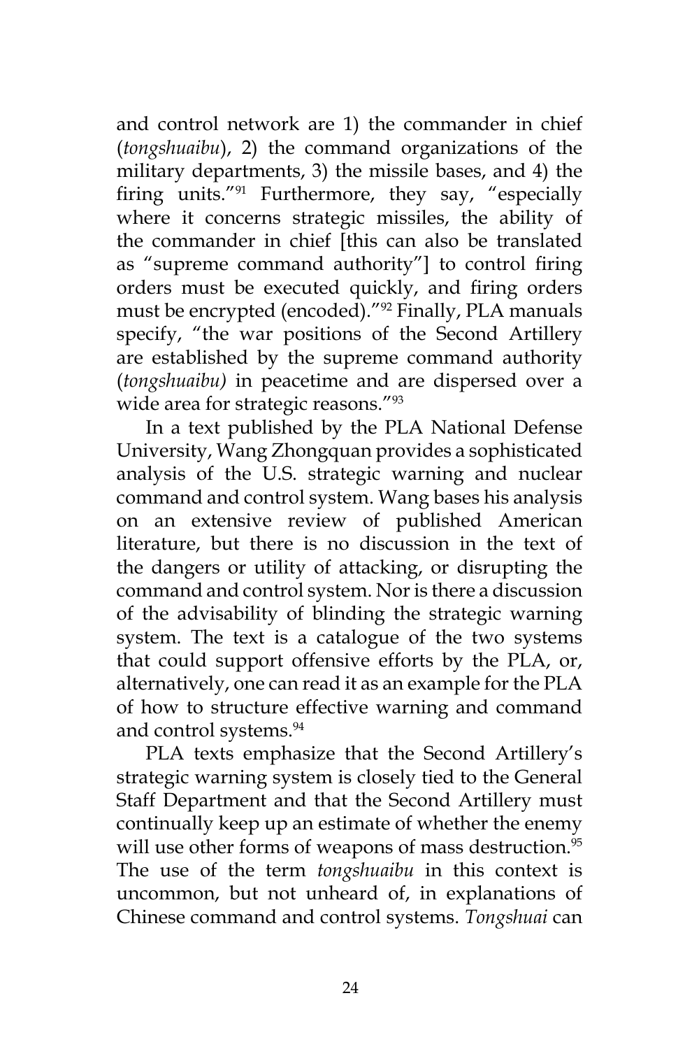and control network are 1) the commander in chief (*tongshuaibu*), 2) the command organizations of the military departments, 3) the missile bases, and 4) the firing units."[91] Furthermore, they say, "especially where it concerns strategic missiles, the ability of the commander in chief [this can also be translated as "supreme command authority"] to control firing orders must be executed quickly, and firing orders must be encrypted (encoded)."[92] Finally, PLA manuals specify, "the war positions of the Second Artillery are established by the supreme command authority (*tongshuaibu)* in peacetime and are dispersed over a wide area for strategic reasons."[93]

In a text published by the PLA National Defense University, Wang Zhongquan provides a sophisticated analysis of the U.S. strategic warning and nuclear command and control system. Wang bases his analysis on an extensive review of published American literature, but there is no discussion in the text of the dangers or utility of attacking, or disrupting the command and control system. Nor is there a discussion of the advisability of blinding the strategic warning system. The text is a catalogue of the two systems that could support offensive efforts by the PLA, or, alternatively, one can read it as an example for the PLA of how to structure effective warning and command and control systems.[94]

PLA texts emphasize that the Second Artillery's strategic warning system is closely tied to the General Staff Department and that the Second Artillery must continually keep up an estimate of whether the enemy will use other forms of weapons of mass destruction.[95] The use of the term *tongshuaibu* in this context is uncommon, but not unheard of, in explanations of Chinese command and control systems. *Tongshuai* can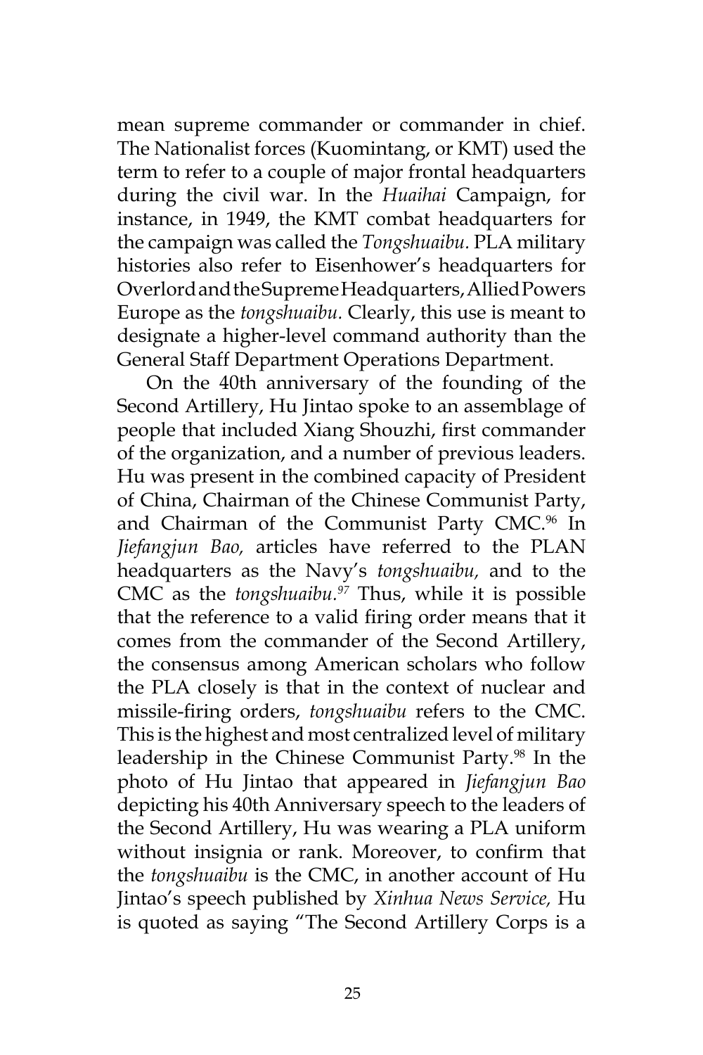mean supreme commander or commander in chief. The Nationalist forces (Kuomintang, or KMT) used the term to refer to a couple of major frontal headquarters during the civil war. In the *Huaihai* Campaign, for instance, in 1949, the KMT combat headquarters for the campaign was called the *Tongshuaibu.* PLA military histories also refer to Eisenhower's headquarters for Overlord and the Supreme Headquarters, Allied Powers Europe as the *tongshuaibu.* Clearly, this use is meant to designate a higher-level command authority than the General Staff Department Operations Department.

On the 40th anniversary of the founding of the Second Artillery, Hu Jintao spoke to an assemblage of people that included Xiang Shouzhi, first commander of the organization, and a number of previous leaders. Hu was present in the combined capacity of President of China, Chairman of the Chinese Communist Party, and Chairman of the Communist Party CMC.[96] In *Jiefangjun Bao,* articles have referred to the PLAN headquarters as the Navy's *tongshuaibu,* and to the CMC as the *tongshuaibu.*[97] Thus, while it is possible that the reference to a valid firing order means that it comes from the commander of the Second Artillery, the consensus among American scholars who follow the PLA closely is that in the context of nuclear and missile-firing orders, *tongshuaibu* refers to the CMC. This is the highest and most centralized level of military leadership in the Chinese Communist Party.[98] In the photo of Hu Jintao that appeared in *Jiefangjun Bao* depicting his 40th Anniversary speech to the leaders of the Second Artillery, Hu was wearing a PLA uniform without insignia or rank. Moreover, to confirm that the *tongshuaibu* is the CMC, in another account of Hu Jintao's speech published by *Xinhua News Service,* Hu is quoted as saying "The Second Artillery Corps is a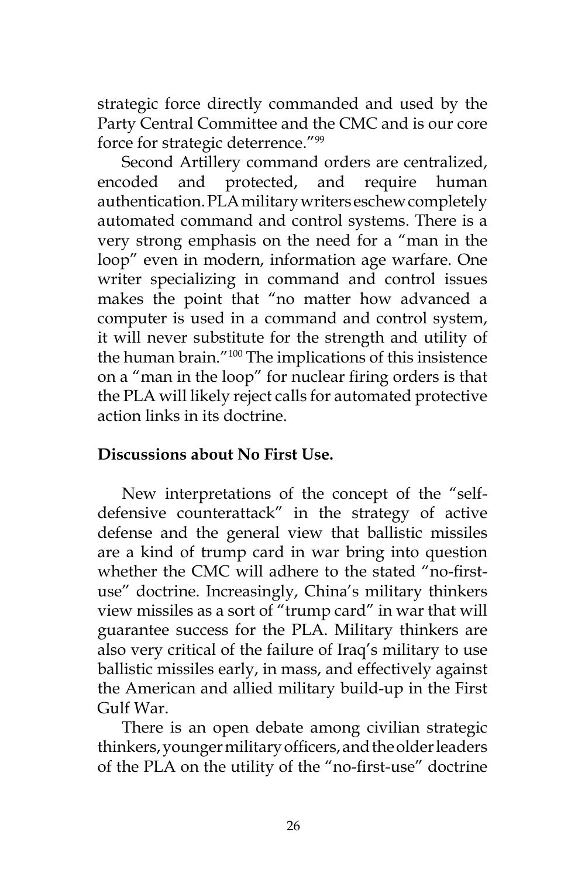strategic force directly commanded and used by the Party Central Committee and the CMC and is our core force for strategic deterrence."[99]

Second Artillery command orders are centralized, encoded and protected, and require human authentication. PLA military writers eschew completely automated command and control systems. There is a very strong emphasis on the need for a "man in the loop" even in modern, information age warfare. One writer specializing in command and control issues makes the point that "no matter how advanced a computer is used in a command and control system, it will never substitute for the strength and utility of the human brain."[100] The implications of this insistence on a "man in the loop" for nuclear firing orders is that the PLA will likely reject calls for automated protective action links in its doctrine.

**Discussions about No First Use.**

New interpretations of the concept of the "self-defensive counterattack" in the strategy of active defense and the general view that ballistic missiles are a kind of trump card in war bring into question whether the CMC will adhere to the stated "no-first-use" doctrine. Increasingly, China's military thinkers view missiles as a sort of "trump card" in war that will guarantee success for the PLA. Military thinkers are also very critical of the failure of Iraq's military to use ballistic missiles early, in mass, and effectively against the American and allied military build-up in the First Gulf War.

There is an open debate among civilian strategic thinkers, younger military officers, and the older leaders of the PLA on the utility of the "no-first-use" doctrine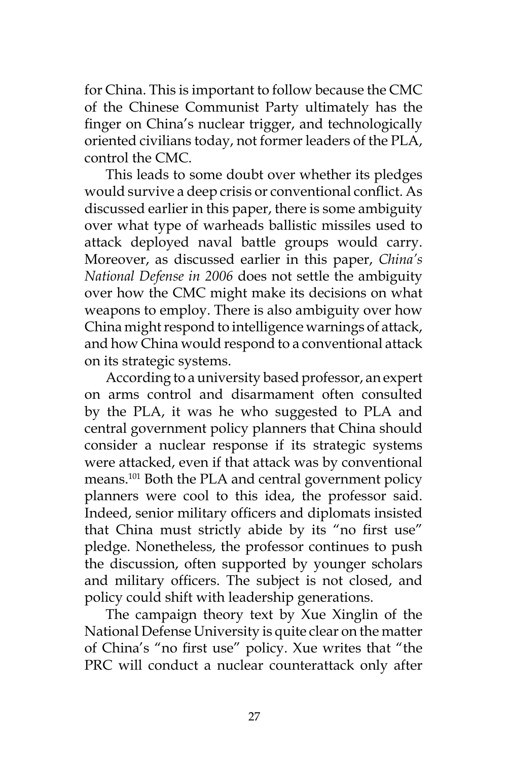for China. This is important to follow because the CMC of the Chinese Communist Party ultimately has the finger on China's nuclear trigger, and technologically oriented civilians today, not former leaders of the PLA, control the CMC.

This leads to some doubt over whether its pledges would survive a deep crisis or conventional conflict. As discussed earlier in this paper, there is some ambiguity over what type of warheads ballistic missiles used to attack deployed naval battle groups would carry. Moreover, as discussed earlier in this paper, *China's National Defense in 2006* does not settle the ambiguity over how the CMC might make its decisions on what weapons to employ. There is also ambiguity over how China might respond to intelligence warnings of attack, and how China would respond to a conventional attack on its strategic systems.

According to a university based professor, an expert on arms control and disarmament often consulted by the PLA, it was he who suggested to PLA and central government policy planners that China should consider a nuclear response if its strategic systems were attacked, even if that attack was by conventional means.[101] Both the PLA and central government policy planners were cool to this idea, the professor said. Indeed, senior military officers and diplomats insisted that China must strictly abide by its "no first use" pledge. Nonetheless, the professor continues to push the discussion, often supported by younger scholars and military officers. The subject is not closed, and policy could shift with leadership generations.

The campaign theory text by Xue Xinglin of the National Defense University is quite clear on the matter of China's "no first use" policy. Xue writes that "the PRC will conduct a nuclear counterattack only after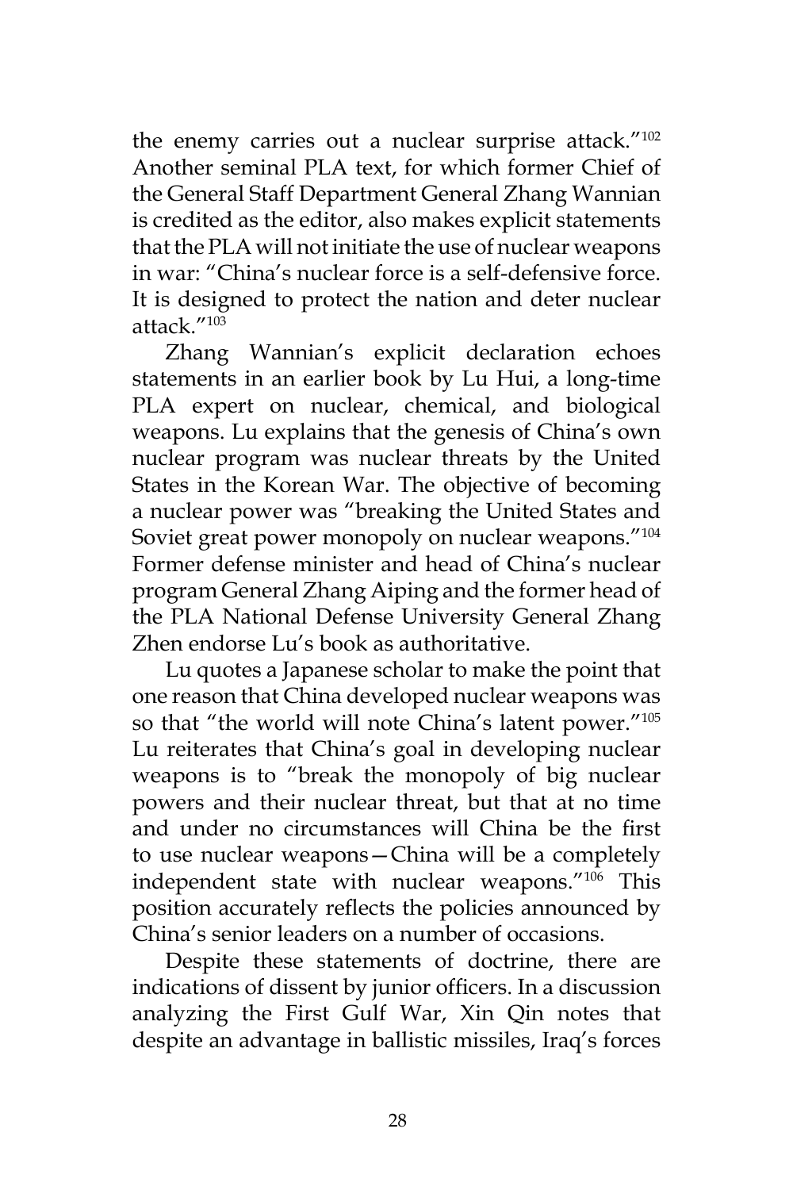the enemy carries out a nuclear surprise attack."[102] Another seminal PLA text, for which former Chief of the General Staff Department General Zhang Wannian is credited as the editor, also makes explicit statements that the PLA will not initiate the use of nuclear weapons in war: "China's nuclear force is a self-defensive force. It is designed to protect the nation and deter nuclear attack."[103]

Zhang Wannian's explicit declaration echoes statements in an earlier book by Lu Hui, a long-time PLA expert on nuclear, chemical, and biological weapons. Lu explains that the genesis of China's own nuclear program was nuclear threats by the United States in the Korean War. The objective of becoming a nuclear power was "breaking the United States and Soviet great power monopoly on nuclear weapons."[104] Former defense minister and head of China's nuclear program General Zhang Aiping and the former head of the PLA National Defense University General Zhang Zhen endorse Lu's book as authoritative.

Lu quotes a Japanese scholar to make the point that one reason that China developed nuclear weapons was so that "the world will note China's latent power."[105] Lu reiterates that China's goal in developing nuclear weapons is to "break the monopoly of big nuclear powers and their nuclear threat, but that at no time and under no circumstances will China be the first to use nuclear weapons—China will be a completely independent state with nuclear weapons."[106] This position accurately reflects the policies announced by China's senior leaders on a number of occasions.

Despite these statements of doctrine, there are indications of dissent by junior officers. In a discussion analyzing the First Gulf War, Xin Qin notes that despite an advantage in ballistic missiles, Iraq's forces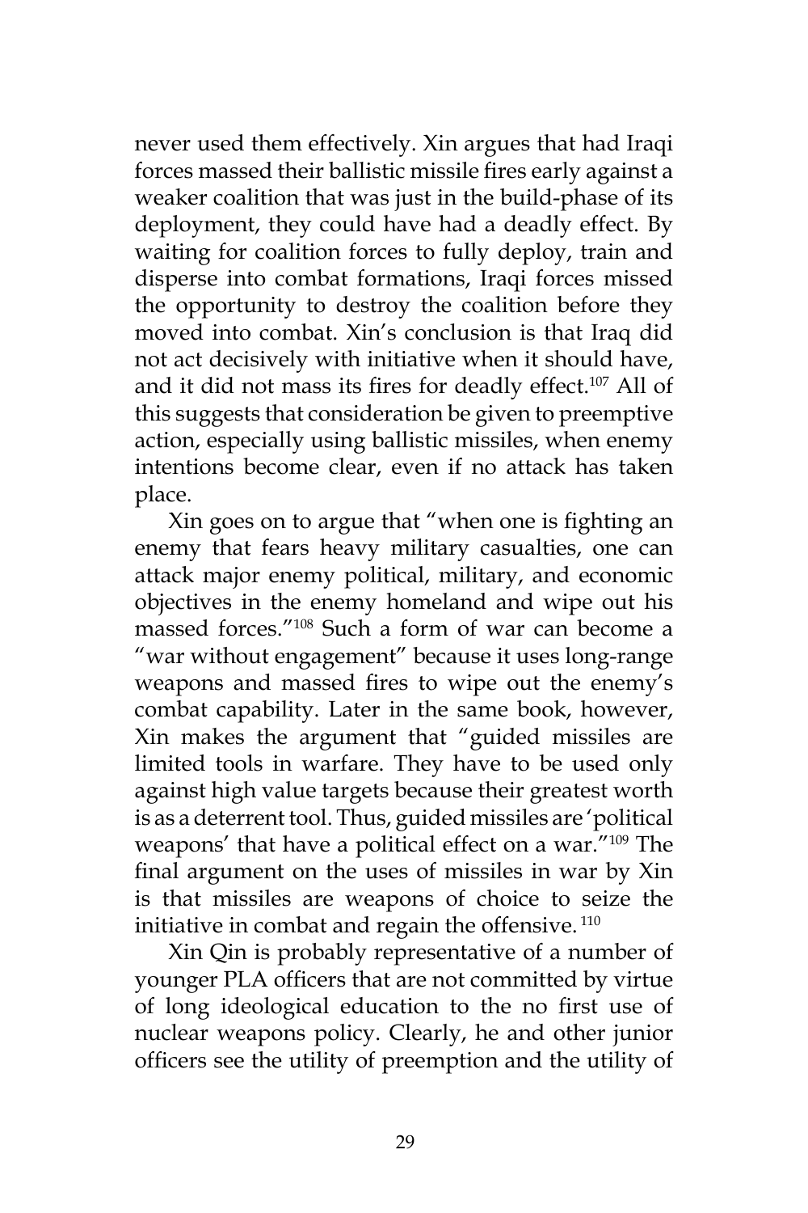never used them effectively. Xin argues that had Iraqi forces massed their ballistic missile fires early against a weaker coalition that was just in the build-phase of its deployment, they could have had a deadly effect. By waiting for coalition forces to fully deploy, train and disperse into combat formations, Iraqi forces missed the opportunity to destroy the coalition before they moved into combat. Xin's conclusion is that Iraq did not act decisively with initiative when it should have, and it did not mass its fires for deadly effect.[107] All of this suggests that consideration be given to preemptive action, especially using ballistic missiles, when enemy intentions become clear, even if no attack has taken place.

Xin goes on to argue that "when one is fighting an enemy that fears heavy military casualties, one can attack major enemy political, military, and economic objectives in the enemy homeland and wipe out his massed forces."[108] Such a form of war can become a "war without engagement" because it uses long-range weapons and massed fires to wipe out the enemy's combat capability. Later in the same book, however, Xin makes the argument that "guided missiles are limited tools in warfare. They have to be used only against high value targets because their greatest worth is as a deterrent tool. Thus, guided missiles are 'political weapons' that have a political effect on a war."[109] The final argument on the uses of missiles in war by Xin is that missiles are weapons of choice to seize the initiative in combat and regain the offensive.[110]

Xin Qin is probably representative of a number of younger PLA officers that are not committed by virtue of long ideological education to the no first use of nuclear weapons policy. Clearly, he and other junior officers see the utility of preemption and the utility of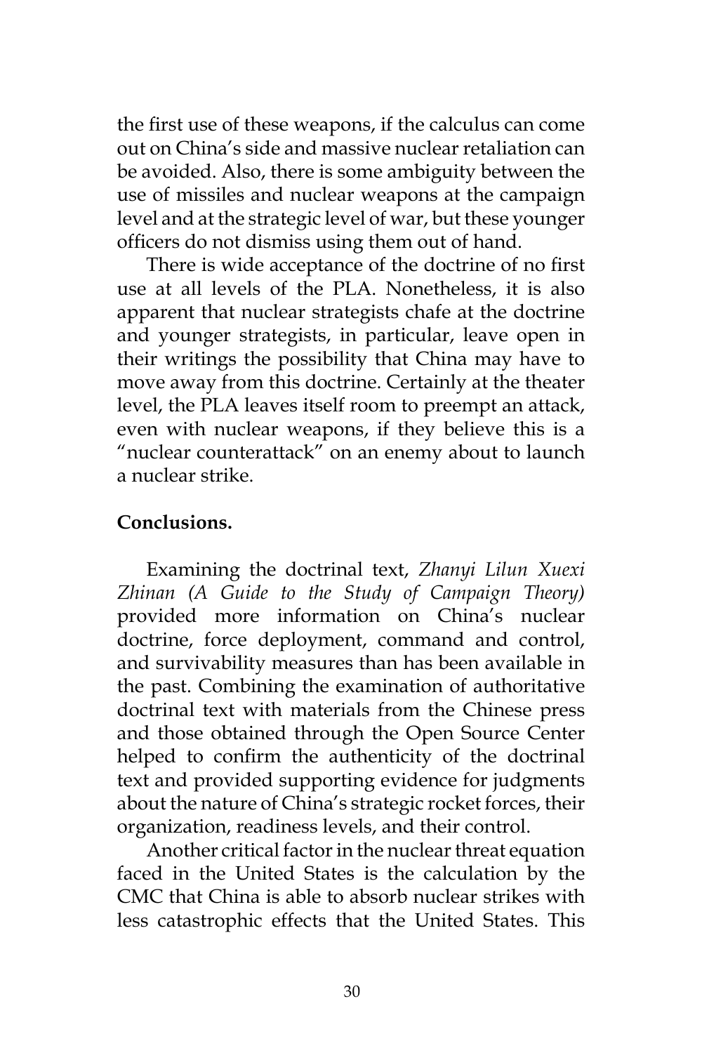the first use of these weapons, if the calculus can come out on China's side and massive nuclear retaliation can be avoided. Also, there is some ambiguity between the use of missiles and nuclear weapons at the campaign level and at the strategic level of war, but these younger officers do not dismiss using them out of hand.

There is wide acceptance of the doctrine of no first use at all levels of the PLA. Nonetheless, it is also apparent that nuclear strategists chafe at the doctrine and younger strategists, in particular, leave open in their writings the possibility that China may have to move away from this doctrine. Certainly at the theater level, the PLA leaves itself room to preempt an attack, even with nuclear weapons, if they believe this is a "nuclear counterattack" on an enemy about to launch a nuclear strike.

**Conclusions.**

Examining the doctrinal text, *Zhanyi Lilun Xuexi Zhinan (A Guide to the Study of Campaign Theory)* provided more information on China's nuclear doctrine, force deployment, command and control, and survivability measures than has been available in the past. Combining the examination of authoritative doctrinal text with materials from the Chinese press and those obtained through the Open Source Center helped to confirm the authenticity of the doctrinal text and provided supporting evidence for judgments about the nature of China's strategic rocket forces, their organization, readiness levels, and their control.

Another critical factor in the nuclear threat equation faced in the United States is the calculation by the CMC that China is able to absorb nuclear strikes with less catastrophic effects that the United States. This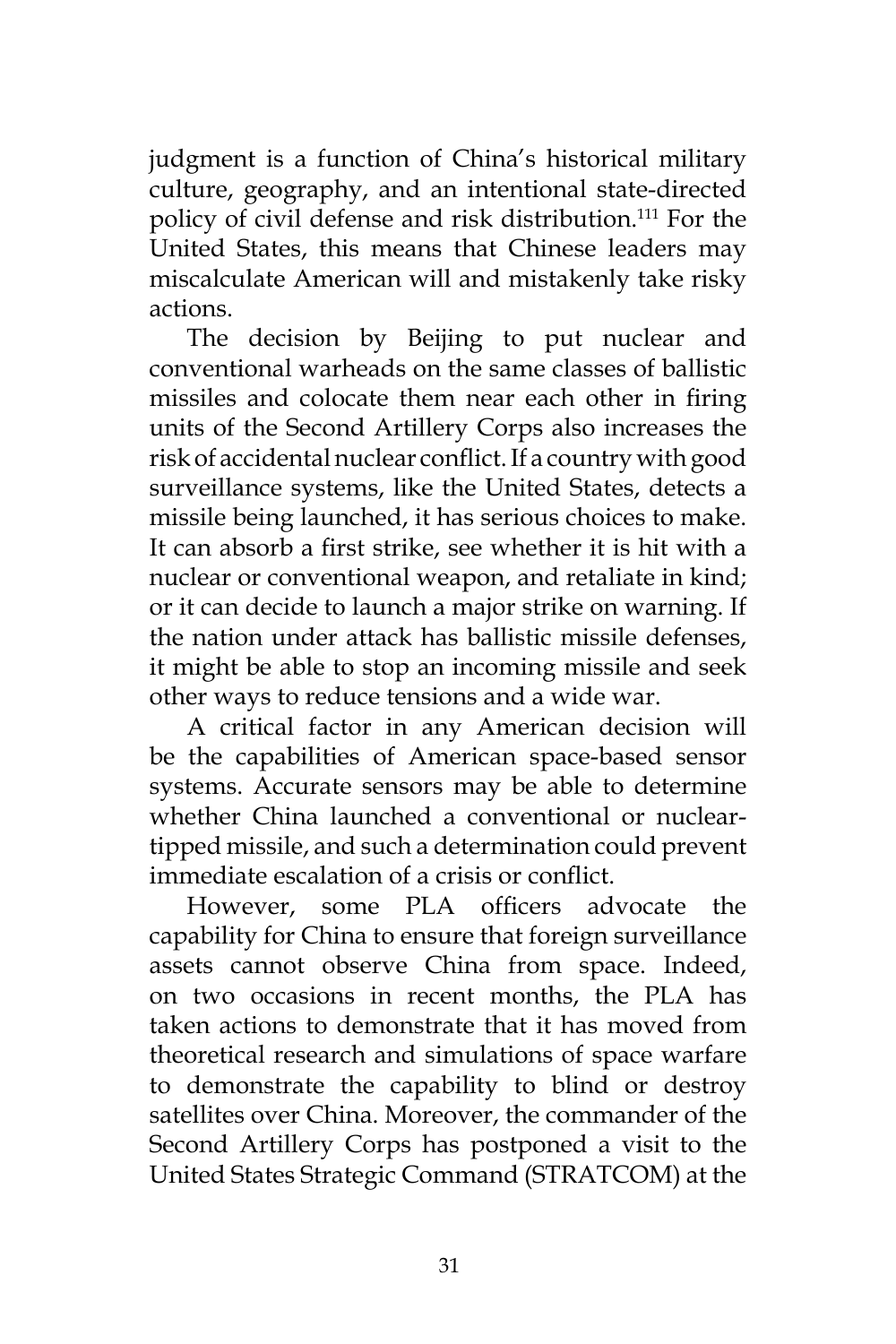judgment is a function of China's historical military culture, geography, and an intentional state-directed policy of civil defense and risk distribution.[111] For the United States, this means that Chinese leaders may miscalculate American will and mistakenly take risky actions.

The decision by Beijing to put nuclear and conventional warheads on the same classes of ballistic missiles and colocate them near each other in firing units of the Second Artillery Corps also increases the risk of accidental nuclear conflict. If a country with good surveillance systems, like the United States, detects a missile being launched, it has serious choices to make. It can absorb a first strike, see whether it is hit with a nuclear or conventional weapon, and retaliate in kind; or it can decide to launch a major strike on warning. If the nation under attack has ballistic missile defenses, it might be able to stop an incoming missile and seek other ways to reduce tensions and a wide war.

A critical factor in any American decision will be the capabilities of American space-based sensor systems. Accurate sensors may be able to determine whether China launched a conventional or nuclear-tipped missile, and such a determination could prevent immediate escalation of a crisis or conflict.

However, some PLA officers advocate the capability for China to ensure that foreign surveillance assets cannot observe China from space. Indeed, on two occasions in recent months, the PLA has taken actions to demonstrate that it has moved from theoretical research and simulations of space warfare to demonstrate the capability to blind or destroy satellites over China. Moreover, the commander of the Second Artillery Corps has postponed a visit to the United States Strategic Command (STRATCOM) at the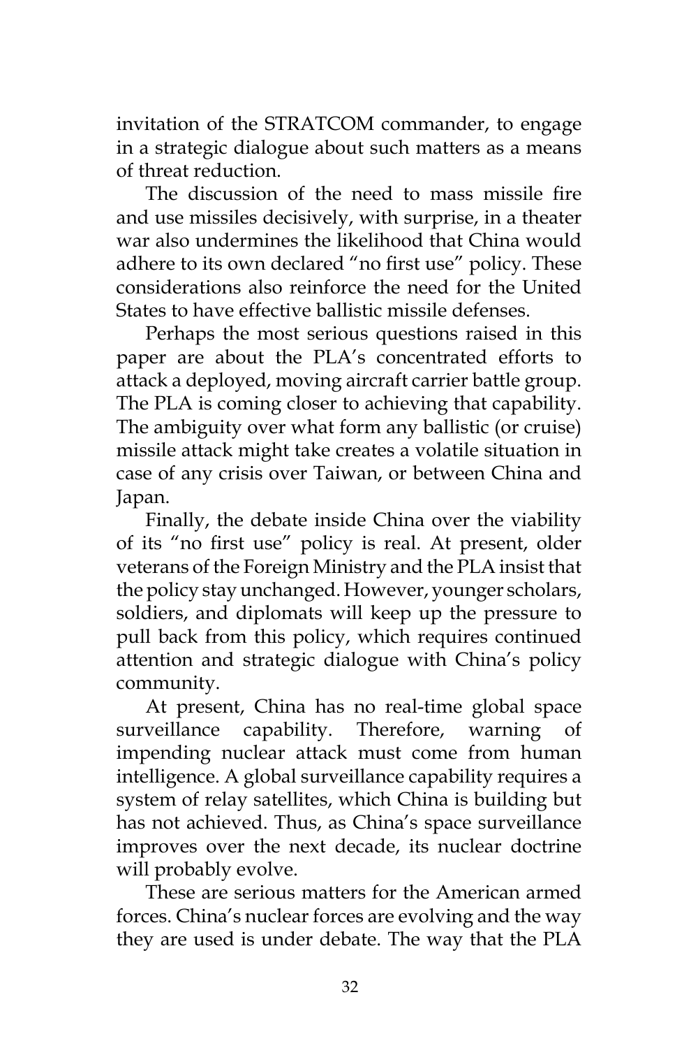invitation of the STRATCOM commander, to engage in a strategic dialogue about such matters as a means of threat reduction.

The discussion of the need to mass missile fire and use missiles decisively, with surprise, in a theater war also undermines the likelihood that China would adhere to its own declared "no first use" policy. These considerations also reinforce the need for the United States to have effective ballistic missile defenses.

Perhaps the most serious questions raised in this paper are about the PLA's concentrated efforts to attack a deployed, moving aircraft carrier battle group. The PLA is coming closer to achieving that capability. The ambiguity over what form any ballistic (or cruise) missile attack might take creates a volatile situation in case of any crisis over Taiwan, or between China and Japan.

Finally, the debate inside China over the viability of its "no first use" policy is real. At present, older veterans of the Foreign Ministry and the PLA insist that the policy stay unchanged. However, younger scholars, soldiers, and diplomats will keep up the pressure to pull back from this policy, which requires continued attention and strategic dialogue with China's policy community.

At present, China has no real-time global space surveillance capability. Therefore, warning of impending nuclear attack must come from human intelligence. A global surveillance capability requires a system of relay satellites, which China is building but has not achieved. Thus, as China's space surveillance improves over the next decade, its nuclear doctrine will probably evolve.

These are serious matters for the American armed forces. China's nuclear forces are evolving and the way they are used is under debate. The way that the PLA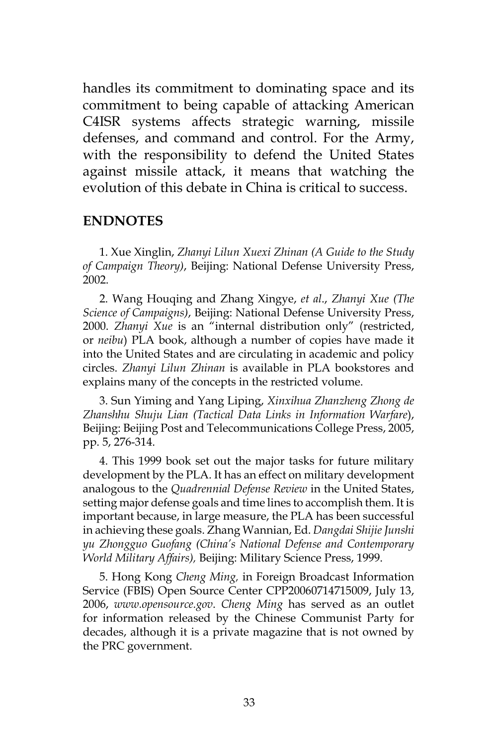handles its commitment to dominating space and its commitment to being capable of attacking American C4ISR systems affects strategic warning, missile defenses, and command and control. For the Army, with the responsibility to defend the United States against missile attack, it means that watching the evolution of this debate in China is critical to success.

## ENDNOTES

1. Xue Xinglin, *Zhanyi Lilun Xuexi Zhinan (A Guide to the Study of Campaign Theory)*, Beijing: National Defense University Press, 2002.

2. Wang Houqing and Zhang Xingye, *et al*., *Zhanyi Xue (The Science of Campaigns)*, Beijing: National Defense University Press, 2000. *Zhanyi Xue* is an "internal distribution only" (restricted, or *neibu*) PLA book, although a number of copies have made it into the United States and are circulating in academic and policy circles. *Zhanyi Lilun Zhinan* is available in PLA bookstores and explains many of the concepts in the restricted volume.

3. Sun Yiming and Yang Liping, *Xinxihua Zhanzheng Zhong de Zhanshhu Shuju Lian (Tactical Data Links in Information Warfare*), Beijing: Beijing Post and Telecommunications College Press, 2005, pp. 5, 276-314.

4. This 1999 book set out the major tasks for future military development by the PLA. It has an effect on military development analogous to the *Quadrennial Defense Review* in the United States, setting major defense goals and time lines to accomplish them. It is important because, in large measure, the PLA has been successful in achieving these goals. Zhang Wannian, Ed. *Dangdai Shijie Junshi yu Zhongguo Guofang (China's National Defense and Contemporary World Military Affairs),* Beijing: Military Science Press, 1999.

5. Hong Kong *Cheng Ming,* in Foreign Broadcast Information Service (FBIS) Open Source Center CPP20060714715009, July 13, 2006, *www.opensource.gov*. *Cheng Ming* has served as an outlet for information released by the Chinese Communist Party for decades, although it is a private magazine that is not owned by the PRC government.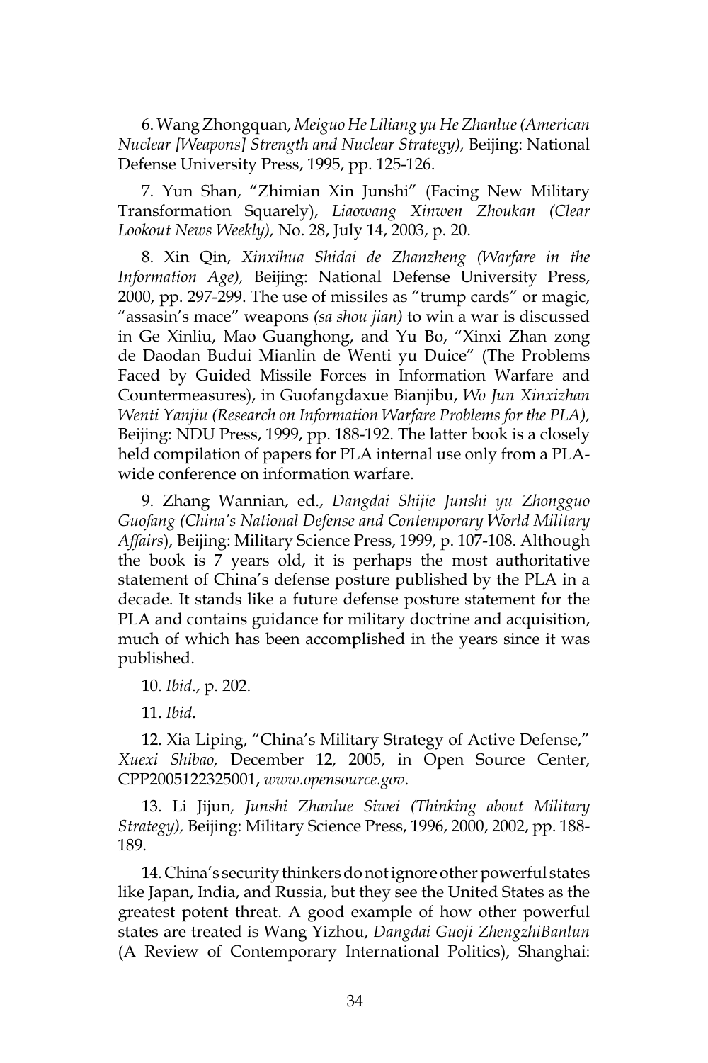6. Wang Zhongquan, *Meiguo He Liliang yu He Zhanlue (American Nuclear [Weapons] Strength and Nuclear Strategy),* Beijing: National Defense University Press, 1995, pp. 125-126.

7. Yun Shan, "Zhimian Xin Junshi" (Facing New Military Transformation Squarely), *Liaowang Xinwen Zhoukan (Clear Lookout News Weekly),* No. 28, July 14, 2003, p. 20.

8. Xin Qin, *Xinxihua Shidai de Zhanzheng (Warfare in the Information Age),* Beijing: National Defense University Press, 2000, pp. 297-299. The use of missiles as "trump cards" or magic, "assasin's mace" weapons *(sa shou jian)* to win a war is discussed in Ge Xinliu, Mao Guanghong, and Yu Bo, "Xinxi Zhan zong de Daodan Budui Mianlin de Wenti yu Duice" (The Problems Faced by Guided Missile Forces in Information Warfare and Countermeasures), in Guofangdaxue Bianjibu, *Wo Jun Xinxizhan Wenti Yanjiu (Research on Information Warfare Problems for the PLA),* Beijing: NDU Press, 1999, pp. 188-192. The latter book is a closely held compilation of papers for PLA internal use only from a PLA-wide conference on information warfare.

9. Zhang Wannian, ed., *Dangdai Shijie Junshi yu Zhongguo Guofang (China's National Defense and Contemporary World Military Affairs*), Beijing: Military Science Press, 1999, p. 107-108. Although the book is 7 years old, it is perhaps the most authoritative statement of China's defense posture published by the PLA in a decade. It stands like a future defense posture statement for the PLA and contains guidance for military doctrine and acquisition, much of which has been accomplished in the years since it was published.

10. *Ibid*., p. 202.

11. *Ibid*.

12. Xia Liping, "China's Military Strategy of Active Defense," *Xuexi Shibao,* December 12, 2005, in Open Source Center, CPP2005122325001, *www.opensource.gov*.

13. Li Jijun*, Junshi Zhanlue Siwei (Thinking about Military Strategy),* Beijing: Military Science Press, 1996, 2000, 2002, pp. 188-189.

14. China's security thinkers do not ignore other powerful states like Japan, India, and Russia, but they see the United States as the greatest potent threat. A good example of how other powerful states are treated is Wang Yizhou, *Dangdai Guoji ZhengzhiBanlun* (A Review of Contemporary International Politics), Shanghai: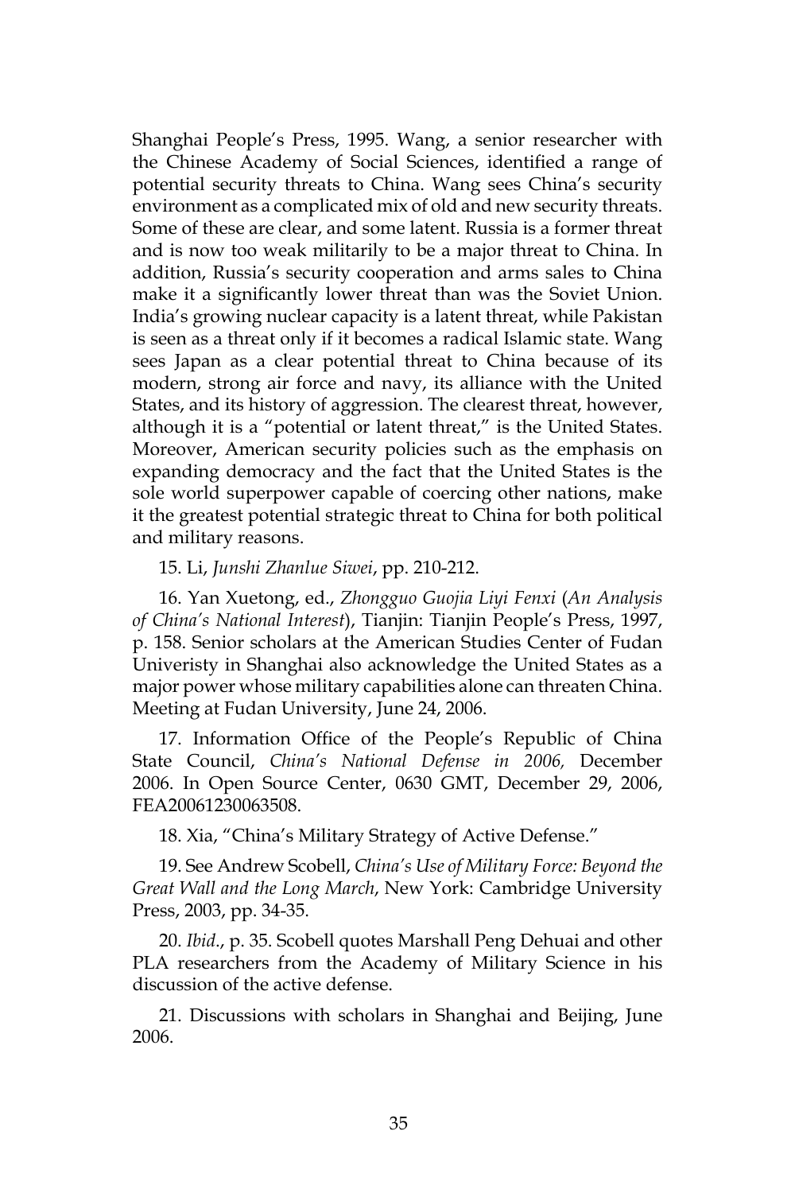Shanghai People's Press, 1995. Wang, a senior researcher with the Chinese Academy of Social Sciences, identified a range of potential security threats to China. Wang sees China's security environment as a complicated mix of old and new security threats. Some of these are clear, and some latent. Russia is a former threat and is now too weak militarily to be a major threat to China. In addition, Russia's security cooperation and arms sales to China make it a significantly lower threat than was the Soviet Union. India's growing nuclear capacity is a latent threat, while Pakistan is seen as a threat only if it becomes a radical Islamic state. Wang sees Japan as a clear potential threat to China because of its modern, strong air force and navy, its alliance with the United States, and its history of aggression. The clearest threat, however, although it is a "potential or latent threat," is the United States. Moreover, American security policies such as the emphasis on expanding democracy and the fact that the United States is the sole world superpower capable of coercing other nations, make it the greatest potential strategic threat to China for both political and military reasons.

15. Li, *Junshi Zhanlue Siwei*, pp. 210-212.

16. Yan Xuetong, ed., *Zhongguo Guojia Liyi Fenxi* (*An Analysis of China's National Interest*), Tianjin: Tianjin People's Press, 1997, p. 158. Senior scholars at the American Studies Center of Fudan Univeristy in Shanghai also acknowledge the United States as a major power whose military capabilities alone can threaten China. Meeting at Fudan University, June 24, 2006.

17. Information Office of the People's Republic of China State Council, *China's National Defense in 2006,* December 2006. In Open Source Center, 0630 GMT, December 29, 2006, FEA20061230063508.

18. Xia, "China's Military Strategy of Active Defense."

19. See Andrew Scobell, *China's Use of Military Force: Beyond the Great Wall and the Long March*, New York: Cambridge University Press, 2003, pp. 34-35.

20. *Ibid*., p. 35. Scobell quotes Marshall Peng Dehuai and other PLA researchers from the Academy of Military Science in his discussion of the active defense.

21. Discussions with scholars in Shanghai and Beijing, June 2006.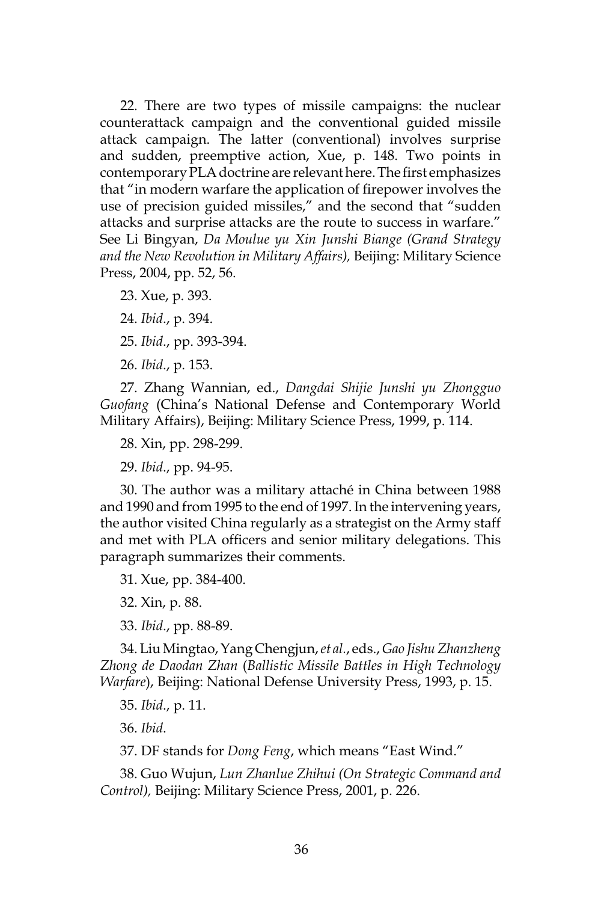22. There are two types of missile campaigns: the nuclear counterattack campaign and the conventional guided missile attack campaign. The latter (conventional) involves surprise and sudden, preemptive action, Xue, p. 148. Two points in contemporary PLA doctrine are relevant here. The first emphasizes that "in modern warfare the application of firepower involves the use of precision guided missiles," and the second that "sudden attacks and surprise attacks are the route to success in warfare." See Li Bingyan, *Da Moulue yu Xin Junshi Biange (Grand Strategy and the New Revolution in Military Affairs),* Beijing: Military Science Press, 2004, pp. 52, 56.

23. Xue, p. 393.

24. *Ibid*., p. 394.

25. *Ibid*., pp. 393-394.

26. *Ibid*., p. 153.

27. Zhang Wannian, ed., *Dangdai Shijie Junshi yu Zhongguo Guofang* (China's National Defense and Contemporary World Military Affairs), Beijing: Military Science Press, 1999, p. 114.

28. Xin, pp. 298-299.

29. *Ibid*., pp. 94-95.

30. The author was a military attaché in China between 1988 and 1990 and from 1995 to the end of 1997. In the intervening years, the author visited China regularly as a strategist on the Army staff and met with PLA officers and senior military delegations. This paragraph summarizes their comments.

31. Xue, pp. 384-400.

32. Xin, p. 88.

33. *Ibid*., pp. 88-89.

34. Liu Mingtao, Yang Chengjun, *et al*., eds., *Gao Jishu Zhanzheng Zhong de Daodan Zhan* (*Ballistic Missile Battles in High Technology Warfare*), Beijing: National Defense University Press, 1993, p. 15.

35. *Ibid*., p. 11.

36. *Ibid*.

37. DF stands for *Dong Feng*, which means "East Wind."

38. Guo Wujun, *Lun Zhanlue Zhihui (On Strategic Command and Control),* Beijing: Military Science Press, 2001, p. 226.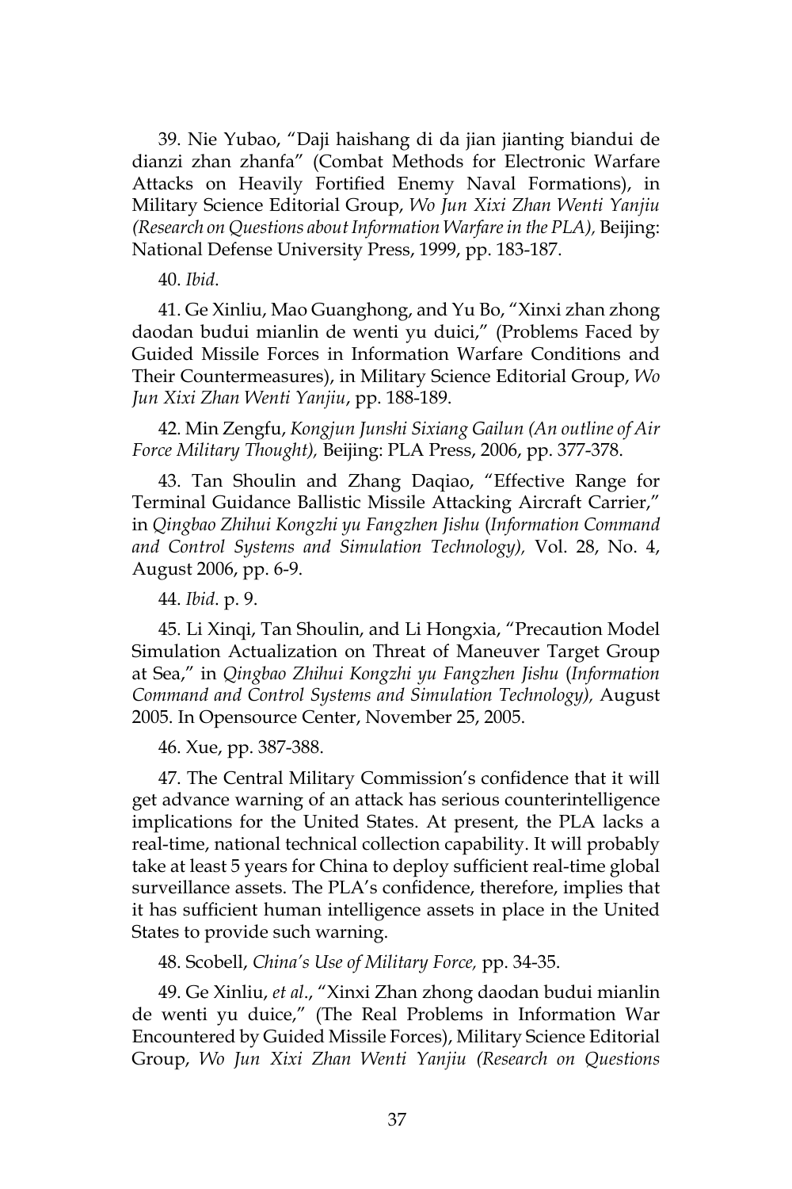39. Nie Yubao, "Daji haishang di da jian jianting biandui de dianzi zhan zhanfa" (Combat Methods for Electronic Warfare Attacks on Heavily Fortified Enemy Naval Formations), in Military Science Editorial Group, *Wo Jun Xixi Zhan Wenti Yanjiu (Research on Questions about Information Warfare in the PLA),* Beijing: National Defense University Press, 1999, pp. 183-187.

40. *Ibid*.

41. Ge Xinliu, Mao Guanghong, and Yu Bo, "Xinxi zhan zhong daodan budui mianlin de wenti yu duici," (Problems Faced by Guided Missile Forces in Information Warfare Conditions and Their Countermeasures), in Military Science Editorial Group, *Wo Jun Xixi Zhan Wenti Yanjiu*, pp. 188-189.

42. Min Zengfu, *Kongjun Junshi Sixiang Gailun (An outline of Air Force Military Thought),* Beijing: PLA Press, 2006, pp. 377-378.

43. Tan Shoulin and Zhang Daqiao, "Effective Range for Terminal Guidance Ballistic Missile Attacking Aircraft Carrier," in *Qingbao Zhihui Kongzhi yu Fangzhen Jishu* (*Information Command and Control Systems and Simulation Technology),* Vol. 28, No. 4, August 2006, pp. 6-9.

44. *Ibid*. p. 9.

45. Li Xinqi, Tan Shoulin, and Li Hongxia, "Precaution Model Simulation Actualization on Threat of Maneuver Target Group at Sea," in *Qingbao Zhihui Kongzhi yu Fangzhen Jishu* (*Information Command and Control Systems and Simulation Technology),* August 2005. In Opensource Center, November 25, 2005.

46. Xue, pp. 387-388.

47. The Central Military Commission's confidence that it will get advance warning of an attack has serious counterintelligence implications for the United States. At present, the PLA lacks a real-time, national technical collection capability. It will probably take at least 5 years for China to deploy sufficient real-time global surveillance assets. The PLA's confidence, therefore, implies that it has sufficient human intelligence assets in place in the United States to provide such warning.

48. Scobell, *China's Use of Military Force,* pp. 34-35.

49. Ge Xinliu, *et al*., "Xinxi Zhan zhong daodan budui mianlin de wenti yu duice," (The Real Problems in Information War Encountered by Guided Missile Forces), Military Science Editorial Group, *Wo Jun Xixi Zhan Wenti Yanjiu (Research on Questions*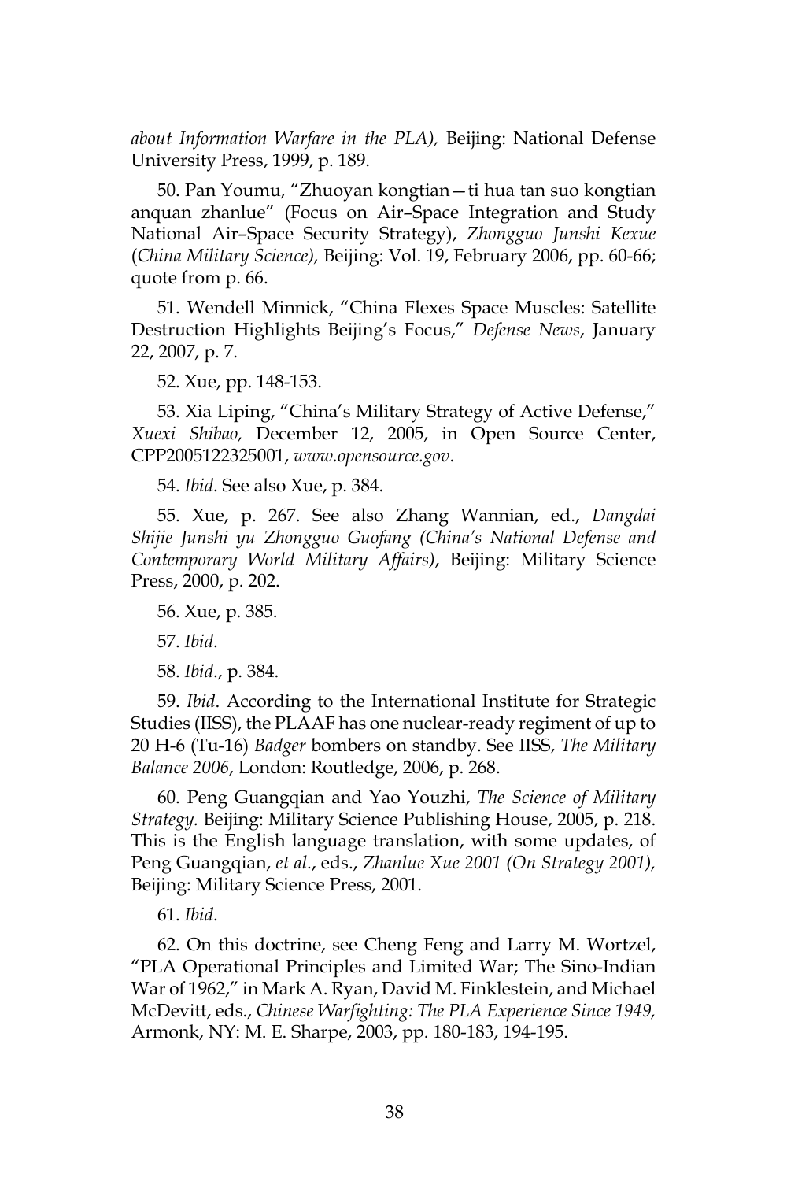*about Information Warfare in the PLA),* Beijing: National Defense University Press, 1999, p. 189.

50. Pan Youmu, "Zhuoyan kongtian—ti hua tan suo kongtian anquan zhanlue" (Focus on Air–Space Integration and Study National Air–Space Security Strategy), *Zhongguo Junshi Kexue* (*China Military Science),* Beijing: Vol. 19, February 2006, pp. 60-66; quote from p. 66.

51. Wendell Minnick, "China Flexes Space Muscles: Satellite Destruction Highlights Beijing's Focus," *Defense News*, January 22, 2007, p. 7.

52. Xue, pp. 148-153.

53. Xia Liping, "China's Military Strategy of Active Defense," *Xuexi Shibao,* December 12, 2005, in Open Source Center, CPP2005122325001, *www.opensource.gov*.

54. *Ibid*. See also Xue, p. 384.

55. Xue, p. 267. See also Zhang Wannian, ed., *Dangdai Shijie Junshi yu Zhongguo Guofang (China's National Defense and Contemporary World Military Affairs)*, Beijing: Military Science Press, 2000, p. 202.

56. Xue, p. 385.

57. *Ibid*.

58. *Ibid*., p. 384.

59. *Ibid*. According to the International Institute for Strategic Studies (IISS), the PLAAF has one nuclear-ready regiment of up to 20 H-6 (Tu-16) *Badger* bombers on standby. See IISS, *The Military Balance 2006*, London: Routledge, 2006, p. 268.

60. Peng Guangqian and Yao Youzhi, *The Science of Military Strategy.* Beijing: Military Science Publishing House, 2005, p. 218. This is the English language translation, with some updates, of Peng Guangqian, *et al*., eds., *Zhanlue Xue 2001 (On Strategy 2001),* Beijing: Military Science Press, 2001.

61. *Ibid*.

62. On this doctrine, see Cheng Feng and Larry M. Wortzel, "PLA Operational Principles and Limited War; The Sino-Indian War of 1962," in Mark A. Ryan, David M. Finklestein, and Michael McDevitt, eds., *Chinese Warfighting: The PLA Experience Since 1949,* Armonk, NY: M. E. Sharpe, 2003, pp. 180-183, 194-195.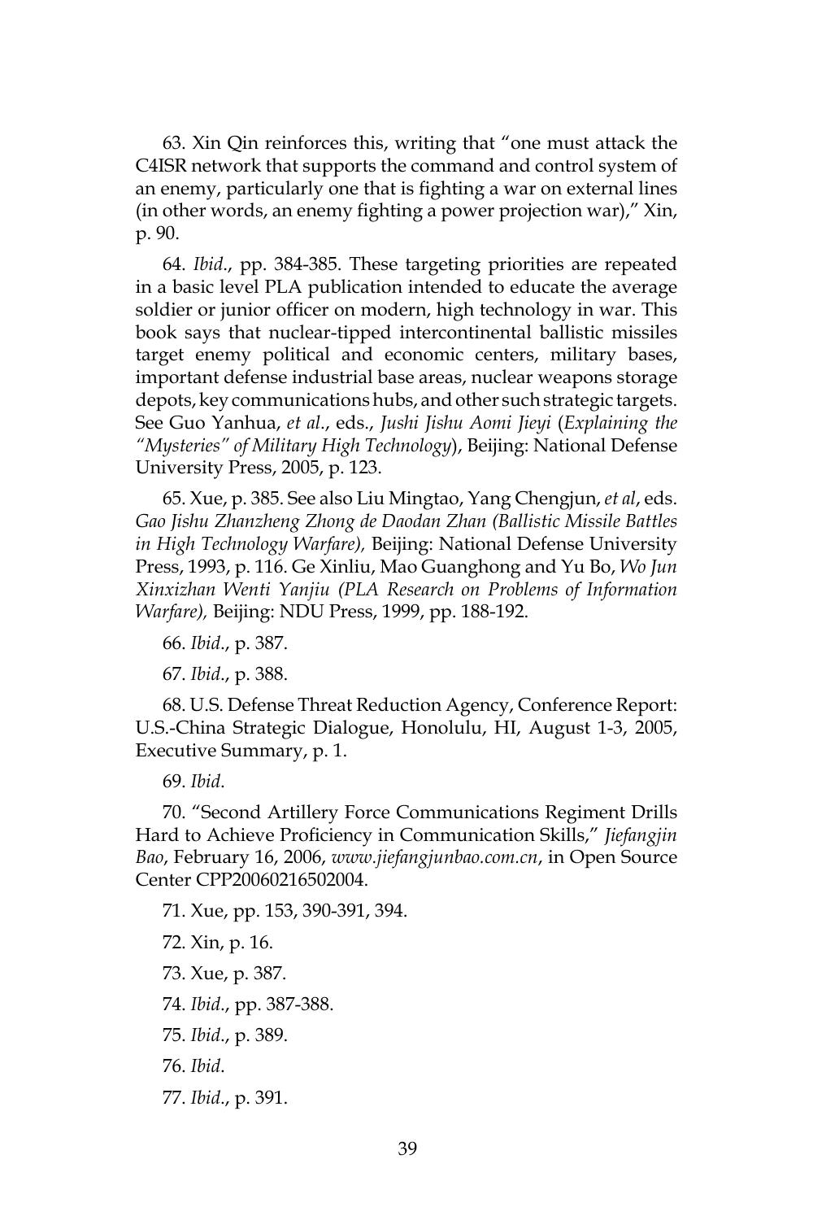63. Xin Qin reinforces this, writing that "one must attack the C4ISR network that supports the command and control system of an enemy, particularly one that is fighting a war on external lines (in other words, an enemy fighting a power projection war)," Xin, p. 90.

64. *Ibid*., pp. 384-385. These targeting priorities are repeated in a basic level PLA publication intended to educate the average soldier or junior officer on modern, high technology in war. This book says that nuclear-tipped intercontinental ballistic missiles target enemy political and economic centers, military bases, important defense industrial base areas, nuclear weapons storage depots, key communications hubs, and other such strategic targets. See Guo Yanhua, *et al*., eds., *Jushi Jishu Aomi Jieyi* (*Explaining the "Mysteries" of Military High Technology*), Beijing: National Defense University Press, 2005, p. 123.

65. Xue, p. 385. See also Liu Mingtao, Yang Chengjun, *et al*, eds. *Gao Jishu Zhanzheng Zhong de Daodan Zhan (Ballistic Missile Battles in High Technology Warfare),* Beijing: National Defense University Press, 1993, p. 116. Ge Xinliu, Mao Guanghong and Yu Bo, *Wo Jun Xinxizhan Wenti Yanjiu (PLA Research on Problems of Information Warfare),* Beijing: NDU Press, 1999, pp. 188-192.

66. *Ibid*., p. 387.

67. *Ibid*., p. 388.

68. U.S. Defense Threat Reduction Agency, Conference Report: U.S.-China Strategic Dialogue, Honolulu, HI, August 1-3, 2005, Executive Summary, p. 1.

69. *Ibid*.

70. "Second Artillery Force Communications Regiment Drills Hard to Achieve Proficiency in Communication Skills," *Jiefangjin Bao*, February 16, 2006, *www.jiefangjunbao.com.cn*, in Open Source Center CPP20060216502004.

71. Xue, pp. 153, 390-391, 394.

72. Xin, p. 16.

73. Xue, p. 387.

74. *Ibid*., pp. 387-388.

75. *Ibid*., p. 389.

76. *Ibid*.

77. *Ibid*., p. 391.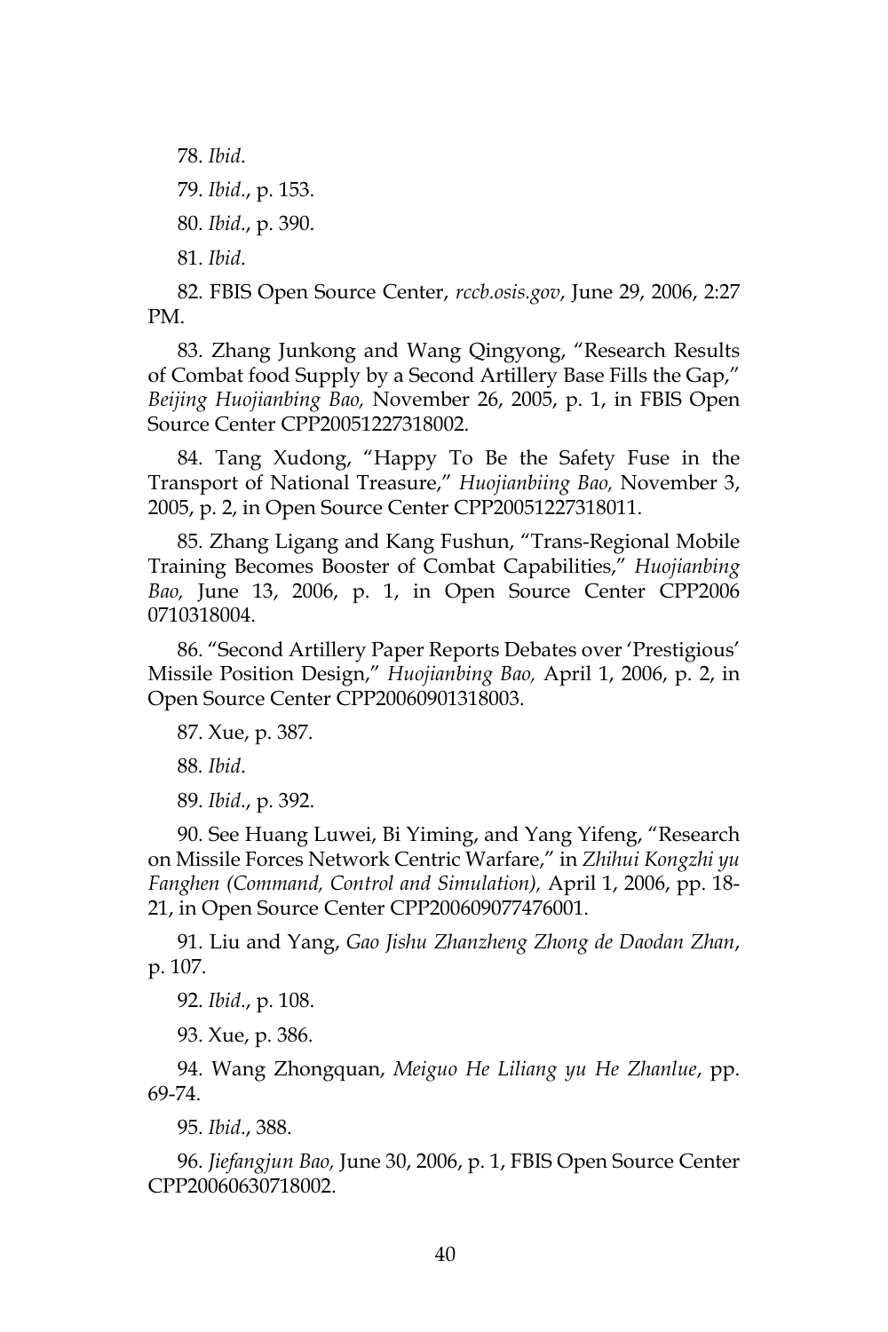78. *Ibid*.

79. *Ibid*., p. 153.

80. *Ibid*., p. 390.

81. *Ibid*.

82. FBIS Open Source Center, *rccb.osis.gov*, June 29, 2006, 2:27 PM.

83. Zhang Junkong and Wang Qingyong, "Research Results of Combat food Supply by a Second Artillery Base Fills the Gap," *Beijing Huojianbing Bao,* November 26, 2005, p. 1, in FBIS Open Source Center CPP20051227318002.

84. Tang Xudong, "Happy To Be the Safety Fuse in the Transport of National Treasure," *Huojianbiing Bao,* November 3, 2005, p. 2, in Open Source Center CPP20051227318011.

85. Zhang Ligang and Kang Fushun, "Trans-Regional Mobile Training Becomes Booster of Combat Capabilities," *Huojianbing Bao,* June 13, 2006, p. 1, in Open Source Center CPP2006 0710318004.

86. "Second Artillery Paper Reports Debates over 'Prestigious' Missile Position Design," *Huojianbing Bao,* April 1, 2006, p. 2, in Open Source Center CPP20060901318003.

87. Xue, p. 387.

88. *Ibid*.

89. *Ibid*., p. 392.

90. See Huang Luwei, Bi Yiming, and Yang Yifeng, "Research on Missile Forces Network Centric Warfare," in *Zhihui Kongzhi yu Fanghen (Command, Control and Simulation),* April 1, 2006, pp. 18-21, in Open Source Center CPP200609077476001.

91. Liu and Yang, *Gao Jishu Zhanzheng Zhong de Daodan Zhan*, p. 107.

92. *Ibid*., p. 108.

93. Xue, p. 386.

94. Wang Zhongquan, *Meiguo He Liliang yu He Zhanlue*, pp. 69-74.

95. *Ibid*., 388.

96. *Jiefangjun Bao,* June 30, 2006, p. 1, FBIS Open Source Center CPP20060630718002.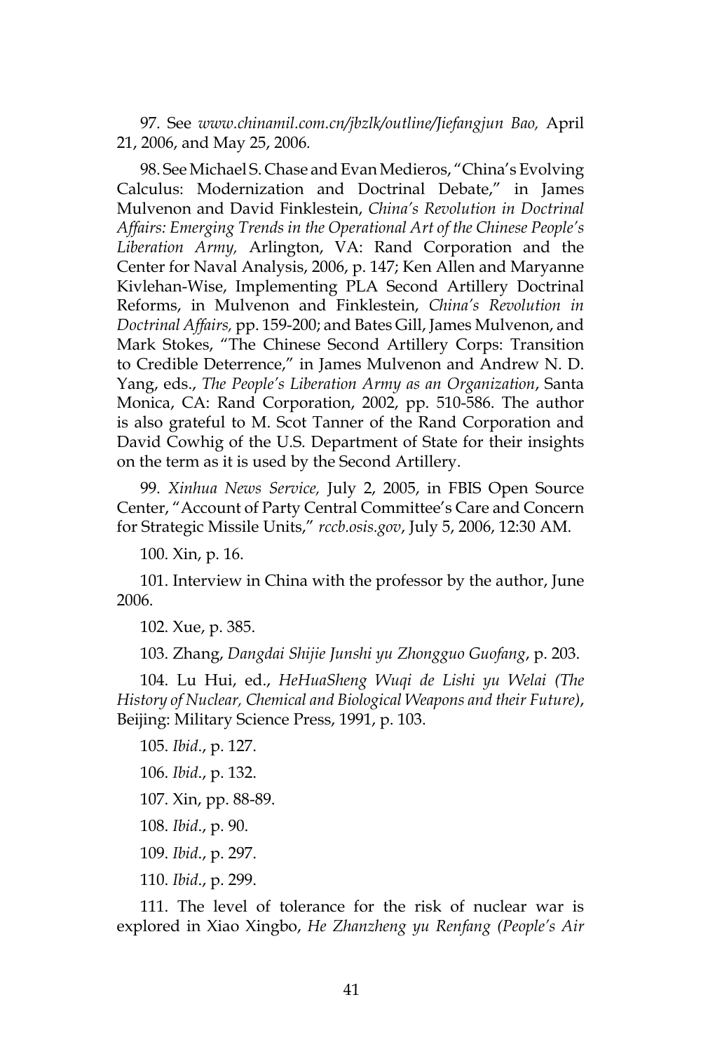97. See *www.chinamil.com.cn/jbzlk/outline/Jiefangjun Bao,* April 21, 2006, and May 25, 2006.

98. See Michael S. Chase and Evan Medieros, "China's Evolving Calculus: Modernization and Doctrinal Debate," in James Mulvenon and David Finklestein, *China's Revolution in Doctrinal Affairs: Emerging Trends in the Operational Art of the Chinese People's Liberation Army,* Arlington, VA: Rand Corporation and the Center for Naval Analysis, 2006, p. 147; Ken Allen and Maryanne Kivlehan-Wise, Implementing PLA Second Artillery Doctrinal Reforms, in Mulvenon and Finklestein, *China's Revolution in Doctrinal Affairs,* pp. 159-200; and Bates Gill, James Mulvenon, and Mark Stokes, "The Chinese Second Artillery Corps: Transition to Credible Deterrence," in James Mulvenon and Andrew N. D. Yang, eds., *The People's Liberation Army as an Organization*, Santa Monica, CA: Rand Corporation, 2002, pp. 510-586. The author is also grateful to M. Scot Tanner of the Rand Corporation and David Cowhig of the U.S. Department of State for their insights on the term as it is used by the Second Artillery.

99. *Xinhua News Service,* July 2, 2005, in FBIS Open Source Center, "Account of Party Central Committee's Care and Concern for Strategic Missile Units," *rccb.osis.gov*, July 5, 2006, 12:30 AM.

100. Xin, p. 16.

101. Interview in China with the professor by the author, June 2006.

102. Xue, p. 385.

103. Zhang, *Dangdai Shijie Junshi yu Zhongguo Guofang*, p. 203.

104. Lu Hui, ed., *HeHuaSheng Wuqi de Lishi yu Welai (The History of Nuclear, Chemical and Biological Weapons and their Future)*, Beijing: Military Science Press, 1991, p. 103.

105. *Ibid*., p. 127.

106. *Ibid*., p. 132.

107. Xin, pp. 88-89.

108. *Ibid*., p. 90.

109. *Ibid*., p. 297.

110. *Ibid*., p. 299.

111. The level of tolerance for the risk of nuclear war is explored in Xiao Xingbo, *He Zhanzheng yu Renfang (People's Air*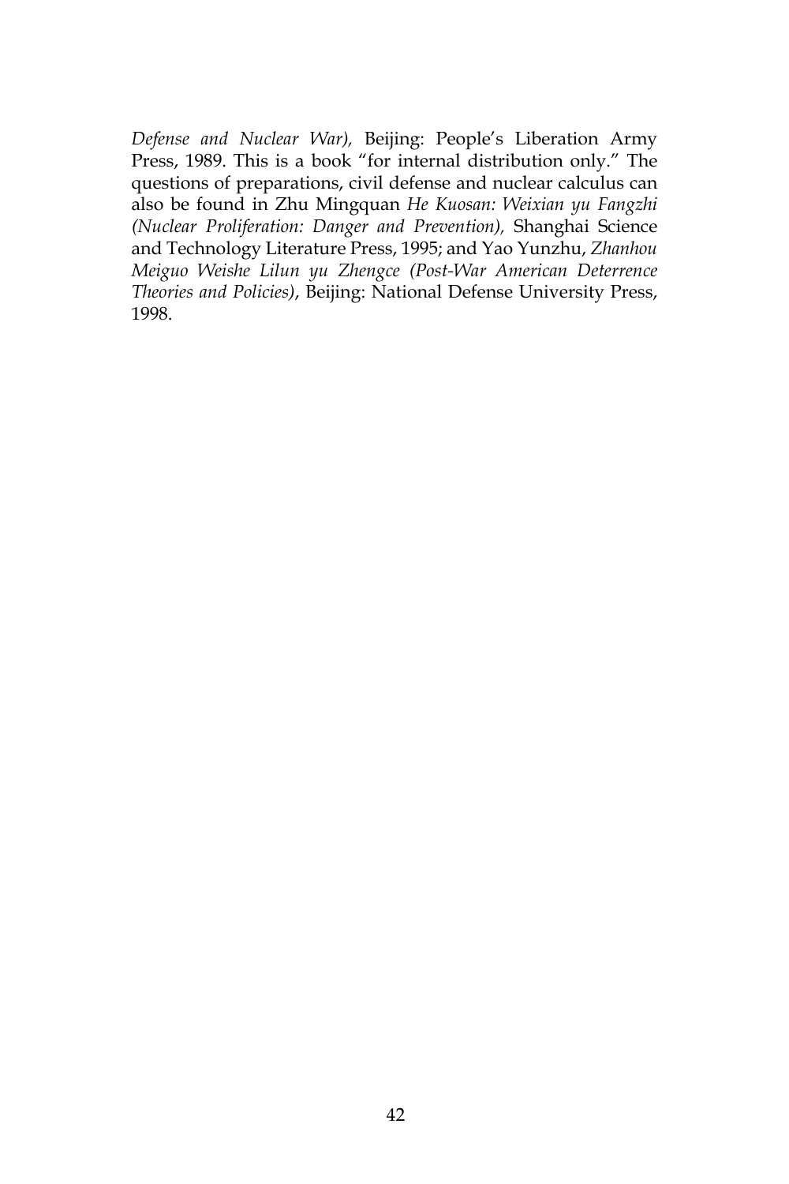*Defense and Nuclear War),* Beijing: People's Liberation Army Press, 1989. This is a book "for internal distribution only." The questions of preparations, civil defense and nuclear calculus can also be found in Zhu Mingquan *He Kuosan: Weixian yu Fangzhi (Nuclear Proliferation: Danger and Prevention),* Shanghai Science and Technology Literature Press, 1995; and Yao Yunzhu, *Zhanhou Meiguo Weishe Lilun yu Zhengce (Post-War American Deterrence Theories and Policies)*, Beijing: National Defense University Press, 1998.